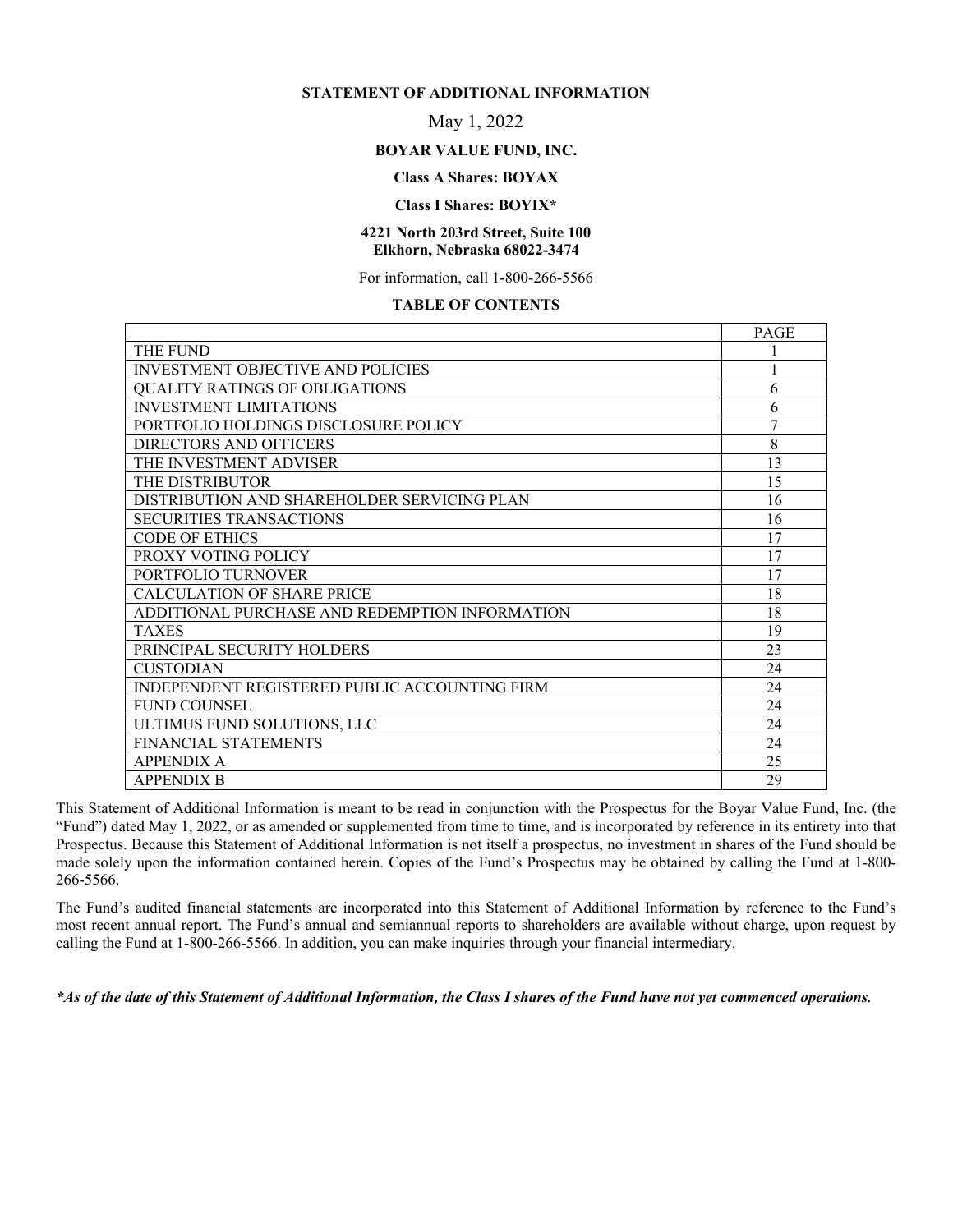# STATEMENT OF ADDITIONAL INFORMATION

May 1, 2022

**BOYAR VALUE FUND, INC.**

**Class A Shares: BOYAX**

**Class I Shares: BOYIX***

**4221 North 203rd Street, Suite 100**
**Elkhorn, Nebraska 68022-3474**

For information, call 1-800-266-5566

## TABLE OF CONTENTS

| | PAGE |
|---|---|
| THE FUND | 1 |
| INVESTMENT OBJECTIVE AND POLICIES | 1 |
| QUALITY RATINGS OF OBLIGATIONS | 6 |
| INVESTMENT LIMITATIONS | 6 |
| PORTFOLIO HOLDINGS DISCLOSURE POLICY | 7 |
| DIRECTORS AND OFFICERS | 8 |
| THE INVESTMENT ADVISER | 13 |
| THE DISTRIBUTOR | 15 |
| DISTRIBUTION AND SHAREHOLDER SERVICING PLAN | 16 |
| SECURITIES TRANSACTIONS | 16 |
| CODE OF ETHICS | 17 |
| PROXY VOTING POLICY | 17 |
| PORTFOLIO TURNOVER | 17 |
| CALCULATION OF SHARE PRICE | 18 |
| ADDITIONAL PURCHASE AND REDEMPTION INFORMATION | 18 |
| TAXES | 19 |
| PRINCIPAL SECURITY HOLDERS | 23 |
| CUSTODIAN | 24 |
| INDEPENDENT REGISTERED PUBLIC ACCOUNTING FIRM | 24 |
| FUND COUNSEL | 24 |
| ULTIMUS FUND SOLUTIONS, LLC | 24 |
| FINANCIAL STATEMENTS | 24 |
| APPENDIX A | 25 |
| APPENDIX B | 29 |

This Statement of Additional Information is meant to be read in conjunction with the Prospectus for the Boyar Value Fund, Inc. (the "Fund") dated May 1, 2022, or as amended or supplemented from time to time, and is incorporated by reference in its entirety into that Prospectus. Because this Statement of Additional Information is not itself a prospectus, no investment in shares of the Fund should be made solely upon the information contained herein. Copies of the Fund's Prospectus may be obtained by calling the Fund at 1-800-266-5566.

The Fund's audited financial statements are incorporated into this Statement of Additional Information by reference to the Fund's most recent annual report. The Fund's annual and semiannual reports to shareholders are available without charge, upon request by calling the Fund at 1-800-266-5566. In addition, you can make inquiries through your financial intermediary.

***\*As of the date of this Statement of Additional Information, the Class I shares of the Fund have not yet commenced operations.***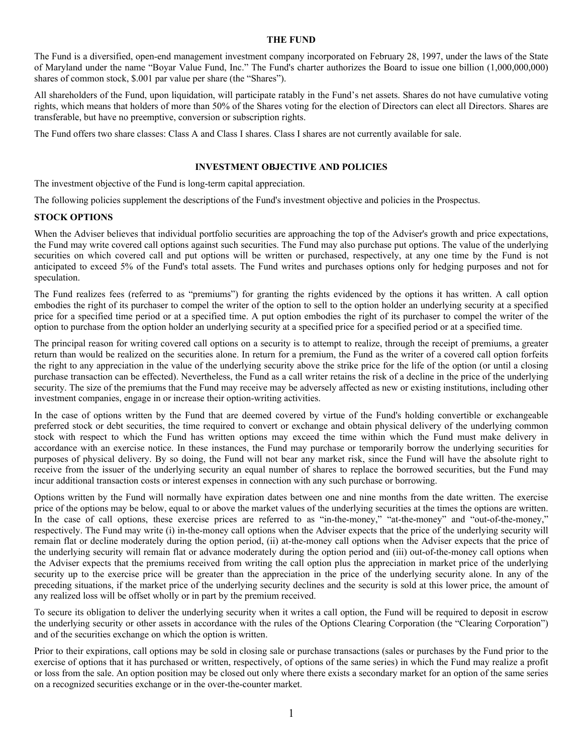## THE FUND

The Fund is a diversified, open-end management investment company incorporated on February 28, 1997, under the laws of the State of Maryland under the name "Boyar Value Fund, Inc." The Fund's charter authorizes the Board to issue one billion (1,000,000,000) shares of common stock, $.001 par value per share (the "Shares").

All shareholders of the Fund, upon liquidation, will participate ratably in the Fund's net assets. Shares do not have cumulative voting rights, which means that holders of more than 50% of the Shares voting for the election of Directors can elect all Directors. Shares are transferable, but have no preemptive, conversion or subscription rights.

The Fund offers two share classes: Class A and Class I shares. Class I shares are not currently available for sale.

## INVESTMENT OBJECTIVE AND POLICIES

The investment objective of the Fund is long-term capital appreciation.

The following policies supplement the descriptions of the Fund's investment objective and policies in the Prospectus.

### STOCK OPTIONS

When the Adviser believes that individual portfolio securities are approaching the top of the Adviser's growth and price expectations, the Fund may write covered call options against such securities. The Fund may also purchase put options. The value of the underlying securities on which covered call and put options will be written or purchased, respectively, at any one time by the Fund is not anticipated to exceed 5% of the Fund's total assets. The Fund writes and purchases options only for hedging purposes and not for speculation.

The Fund realizes fees (referred to as "premiums") for granting the rights evidenced by the options it has written. A call option embodies the right of its purchaser to compel the writer of the option to sell to the option holder an underlying security at a specified price for a specified time period or at a specified time. A put option embodies the right of its purchaser to compel the writer of the option to purchase from the option holder an underlying security at a specified price for a specified period or at a specified time.

The principal reason for writing covered call options on a security is to attempt to realize, through the receipt of premiums, a greater return than would be realized on the securities alone. In return for a premium, the Fund as the writer of a covered call option forfeits the right to any appreciation in the value of the underlying security above the strike price for the life of the option (or until a closing purchase transaction can be effected). Nevertheless, the Fund as a call writer retains the risk of a decline in the price of the underlying security. The size of the premiums that the Fund may receive may be adversely affected as new or existing institutions, including other investment companies, engage in or increase their option-writing activities.

In the case of options written by the Fund that are deemed covered by virtue of the Fund's holding convertible or exchangeable preferred stock or debt securities, the time required to convert or exchange and obtain physical delivery of the underlying common stock with respect to which the Fund has written options may exceed the time within which the Fund must make delivery in accordance with an exercise notice. In these instances, the Fund may purchase or temporarily borrow the underlying securities for purposes of physical delivery. By so doing, the Fund will not bear any market risk, since the Fund will have the absolute right to receive from the issuer of the underlying security an equal number of shares to replace the borrowed securities, but the Fund may incur additional transaction costs or interest expenses in connection with any such purchase or borrowing.

Options written by the Fund will normally have expiration dates between one and nine months from the date written. The exercise price of the options may be below, equal to or above the market values of the underlying securities at the times the options are written. In the case of call options, these exercise prices are referred to as "in-the-money," "at-the-money" and "out-of-the-money," respectively. The Fund may write (i) in-the-money call options when the Adviser expects that the price of the underlying security will remain flat or decline moderately during the option period, (ii) at-the-money call options when the Adviser expects that the price of the underlying security will remain flat or advance moderately during the option period and (iii) out-of-the-money call options when the Adviser expects that the premiums received from writing the call option plus the appreciation in market price of the underlying security up to the exercise price will be greater than the appreciation in the price of the underlying security alone. In any of the preceding situations, if the market price of the underlying security declines and the security is sold at this lower price, the amount of any realized loss will be offset wholly or in part by the premium received.

To secure its obligation to deliver the underlying security when it writes a call option, the Fund will be required to deposit in escrow the underlying security or other assets in accordance with the rules of the Options Clearing Corporation (the "Clearing Corporation") and of the securities exchange on which the option is written.

Prior to their expirations, call options may be sold in closing sale or purchase transactions (sales or purchases by the Fund prior to the exercise of options that it has purchased or written, respectively, of options of the same series) in which the Fund may realize a profit or loss from the sale. An option position may be closed out only where there exists a secondary market for an option of the same series on a recognized securities exchange or in the over-the-counter market.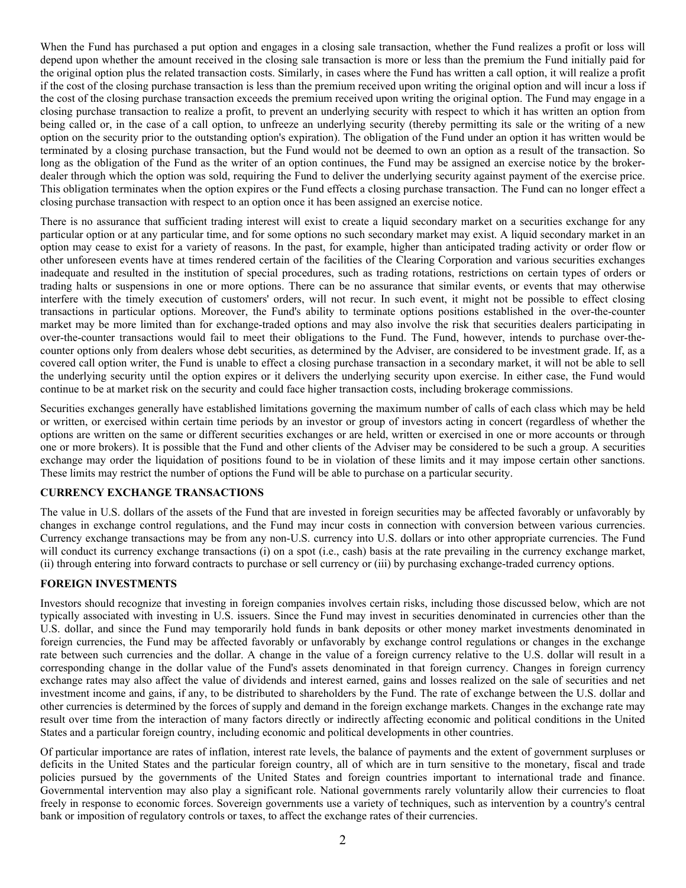When the Fund has purchased a put option and engages in a closing sale transaction, whether the Fund realizes a profit or loss will depend upon whether the amount received in the closing sale transaction is more or less than the premium the Fund initially paid for the original option plus the related transaction costs. Similarly, in cases where the Fund has written a call option, it will realize a profit if the cost of the closing purchase transaction is less than the premium received upon writing the original option and will incur a loss if the cost of the closing purchase transaction exceeds the premium received upon writing the original option. The Fund may engage in a closing purchase transaction to realize a profit, to prevent an underlying security with respect to which it has written an option from being called or, in the case of a call option, to unfreeze an underlying security (thereby permitting its sale or the writing of a new option on the security prior to the outstanding option's expiration). The obligation of the Fund under an option it has written would be terminated by a closing purchase transaction, but the Fund would not be deemed to own an option as a result of the transaction. So long as the obligation of the Fund as the writer of an option continues, the Fund may be assigned an exercise notice by the broker-dealer through which the option was sold, requiring the Fund to deliver the underlying security against payment of the exercise price. This obligation terminates when the option expires or the Fund effects a closing purchase transaction. The Fund can no longer effect a closing purchase transaction with respect to an option once it has been assigned an exercise notice.

There is no assurance that sufficient trading interest will exist to create a liquid secondary market on a securities exchange for any particular option or at any particular time, and for some options no such secondary market may exist. A liquid secondary market in an option may cease to exist for a variety of reasons. In the past, for example, higher than anticipated trading activity or order flow or other unforeseen events have at times rendered certain of the facilities of the Clearing Corporation and various securities exchanges inadequate and resulted in the institution of special procedures, such as trading rotations, restrictions on certain types of orders or trading halts or suspensions in one or more options. There can be no assurance that similar events, or events that may otherwise interfere with the timely execution of customers' orders, will not recur. In such event, it might not be possible to effect closing transactions in particular options. Moreover, the Fund's ability to terminate options positions established in the over-the-counter market may be more limited than for exchange-traded options and may also involve the risk that securities dealers participating in over-the-counter transactions would fail to meet their obligations to the Fund. The Fund, however, intends to purchase over-the-counter options only from dealers whose debt securities, as determined by the Adviser, are considered to be investment grade. If, as a covered call option writer, the Fund is unable to effect a closing purchase transaction in a secondary market, it will not be able to sell the underlying security until the option expires or it delivers the underlying security upon exercise. In either case, the Fund would continue to be at market risk on the security and could face higher transaction costs, including brokerage commissions.

Securities exchanges generally have established limitations governing the maximum number of calls of each class which may be held or written, or exercised within certain time periods by an investor or group of investors acting in concert (regardless of whether the options are written on the same or different securities exchanges or are held, written or exercised in one or more accounts or through one or more brokers). It is possible that the Fund and other clients of the Adviser may be considered to be such a group. A securities exchange may order the liquidation of positions found to be in violation of these limits and it may impose certain other sanctions. These limits may restrict the number of options the Fund will be able to purchase on a particular security.

**CURRENCY EXCHANGE TRANSACTIONS**

The value in U.S. dollars of the assets of the Fund that are invested in foreign securities may be affected favorably or unfavorably by changes in exchange control regulations, and the Fund may incur costs in connection with conversion between various currencies. Currency exchange transactions may be from any non-U.S. currency into U.S. dollars or into other appropriate currencies. The Fund will conduct its currency exchange transactions (i) on a spot (i.e., cash) basis at the rate prevailing in the currency exchange market, (ii) through entering into forward contracts to purchase or sell currency or (iii) by purchasing exchange-traded currency options.

**FOREIGN INVESTMENTS**

Investors should recognize that investing in foreign companies involves certain risks, including those discussed below, which are not typically associated with investing in U.S. issuers. Since the Fund may invest in securities denominated in currencies other than the U.S. dollar, and since the Fund may temporarily hold funds in bank deposits or other money market investments denominated in foreign currencies, the Fund may be affected favorably or unfavorably by exchange control regulations or changes in the exchange rate between such currencies and the dollar. A change in the value of a foreign currency relative to the U.S. dollar will result in a corresponding change in the dollar value of the Fund's assets denominated in that foreign currency. Changes in foreign currency exchange rates may also affect the value of dividends and interest earned, gains and losses realized on the sale of securities and net investment income and gains, if any, to be distributed to shareholders by the Fund. The rate of exchange between the U.S. dollar and other currencies is determined by the forces of supply and demand in the foreign exchange markets. Changes in the exchange rate may result over time from the interaction of many factors directly or indirectly affecting economic and political conditions in the United States and a particular foreign country, including economic and political developments in other countries.

Of particular importance are rates of inflation, interest rate levels, the balance of payments and the extent of government surpluses or deficits in the United States and the particular foreign country, all of which are in turn sensitive to the monetary, fiscal and trade policies pursued by the governments of the United States and foreign countries important to international trade and finance. Governmental intervention may also play a significant role. National governments rarely voluntarily allow their currencies to float freely in response to economic forces. Sovereign governments use a variety of techniques, such as intervention by a country's central bank or imposition of regulatory controls or taxes, to affect the exchange rates of their currencies.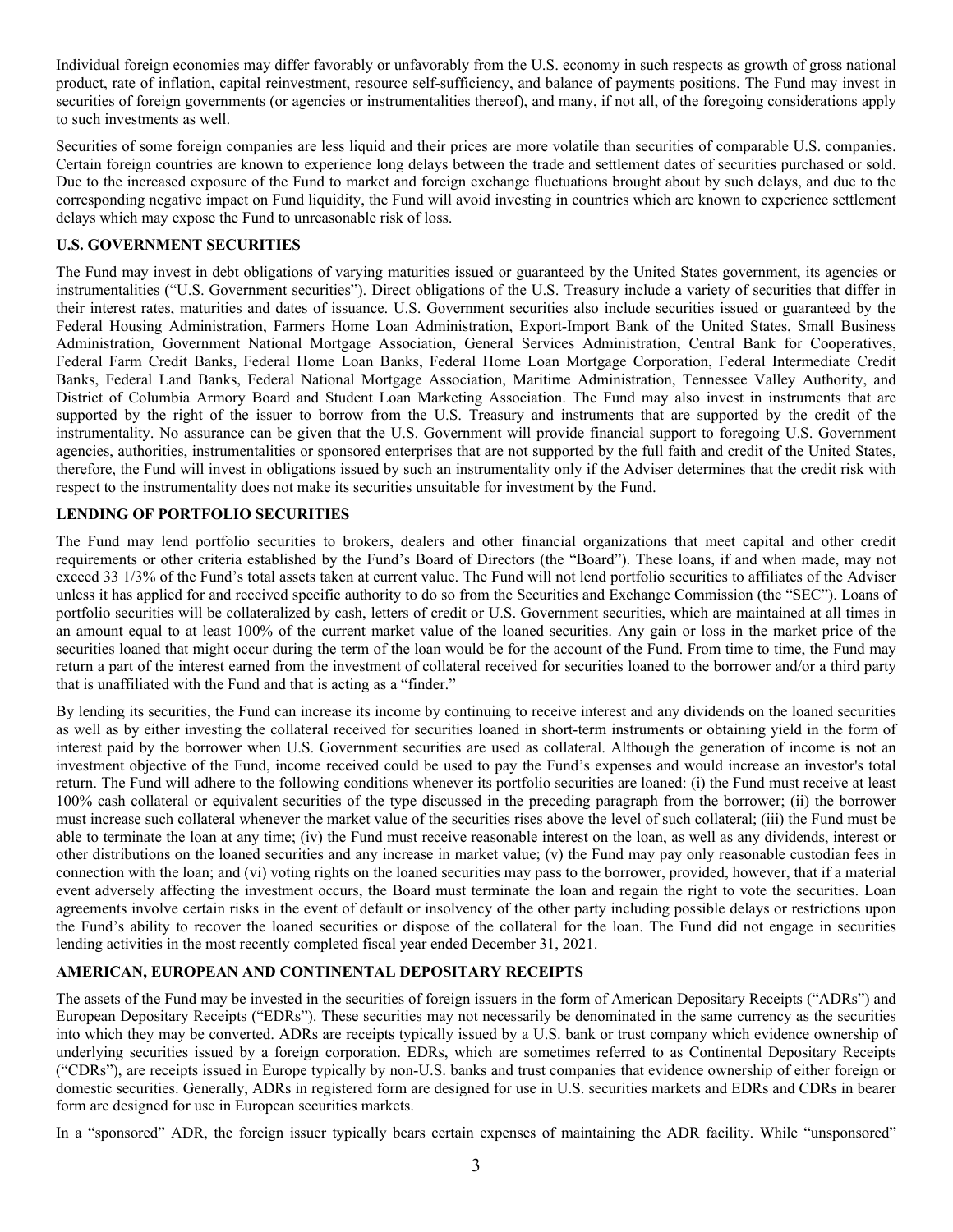Individual foreign economies may differ favorably or unfavorably from the U.S. economy in such respects as growth of gross national product, rate of inflation, capital reinvestment, resource self-sufficiency, and balance of payments positions. The Fund may invest in securities of foreign governments (or agencies or instrumentalities thereof), and many, if not all, of the foregoing considerations apply to such investments as well.

Securities of some foreign companies are less liquid and their prices are more volatile than securities of comparable U.S. companies. Certain foreign countries are known to experience long delays between the trade and settlement dates of securities purchased or sold. Due to the increased exposure of the Fund to market and foreign exchange fluctuations brought about by such delays, and due to the corresponding negative impact on Fund liquidity, the Fund will avoid investing in countries which are known to experience settlement delays which may expose the Fund to unreasonable risk of loss.

## U.S. GOVERNMENT SECURITIES

The Fund may invest in debt obligations of varying maturities issued or guaranteed by the United States government, its agencies or instrumentalities ("U.S. Government securities"). Direct obligations of the U.S. Treasury include a variety of securities that differ in their interest rates, maturities and dates of issuance. U.S. Government securities also include securities issued or guaranteed by the Federal Housing Administration, Farmers Home Loan Administration, Export-Import Bank of the United States, Small Business Administration, Government National Mortgage Association, General Services Administration, Central Bank for Cooperatives, Federal Farm Credit Banks, Federal Home Loan Banks, Federal Home Loan Mortgage Corporation, Federal Intermediate Credit Banks, Federal Land Banks, Federal National Mortgage Association, Maritime Administration, Tennessee Valley Authority, and District of Columbia Armory Board and Student Loan Marketing Association. The Fund may also invest in instruments that are supported by the right of the issuer to borrow from the U.S. Treasury and instruments that are supported by the credit of the instrumentality. No assurance can be given that the U.S. Government will provide financial support to foregoing U.S. Government agencies, authorities, instrumentalities or sponsored enterprises that are not supported by the full faith and credit of the United States, therefore, the Fund will invest in obligations issued by such an instrumentality only if the Adviser determines that the credit risk with respect to the instrumentality does not make its securities unsuitable for investment by the Fund.

## LENDING OF PORTFOLIO SECURITIES

The Fund may lend portfolio securities to brokers, dealers and other financial organizations that meet capital and other credit requirements or other criteria established by the Fund's Board of Directors (the "Board"). These loans, if and when made, may not exceed 33 1/3% of the Fund's total assets taken at current value. The Fund will not lend portfolio securities to affiliates of the Adviser unless it has applied for and received specific authority to do so from the Securities and Exchange Commission (the "SEC"). Loans of portfolio securities will be collateralized by cash, letters of credit or U.S. Government securities, which are maintained at all times in an amount equal to at least 100% of the current market value of the loaned securities. Any gain or loss in the market price of the securities loaned that might occur during the term of the loan would be for the account of the Fund. From time to time, the Fund may return a part of the interest earned from the investment of collateral received for securities loaned to the borrower and/or a third party that is unaffiliated with the Fund and that is acting as a "finder."

By lending its securities, the Fund can increase its income by continuing to receive interest and any dividends on the loaned securities as well as by either investing the collateral received for securities loaned in short-term instruments or obtaining yield in the form of interest paid by the borrower when U.S. Government securities are used as collateral. Although the generation of income is not an investment objective of the Fund, income received could be used to pay the Fund's expenses and would increase an investor's total return. The Fund will adhere to the following conditions whenever its portfolio securities are loaned: (i) the Fund must receive at least 100% cash collateral or equivalent securities of the type discussed in the preceding paragraph from the borrower; (ii) the borrower must increase such collateral whenever the market value of the securities rises above the level of such collateral; (iii) the Fund must be able to terminate the loan at any time; (iv) the Fund must receive reasonable interest on the loan, as well as any dividends, interest or other distributions on the loaned securities and any increase in market value; (v) the Fund may pay only reasonable custodian fees in connection with the loan; and (vi) voting rights on the loaned securities may pass to the borrower, provided, however, that if a material event adversely affecting the investment occurs, the Board must terminate the loan and regain the right to vote the securities. Loan agreements involve certain risks in the event of default or insolvency of the other party including possible delays or restrictions upon the Fund's ability to recover the loaned securities or dispose of the collateral for the loan. The Fund did not engage in securities lending activities in the most recently completed fiscal year ended December 31, 2021.

## AMERICAN, EUROPEAN AND CONTINENTAL DEPOSITARY RECEIPTS

The assets of the Fund may be invested in the securities of foreign issuers in the form of American Depositary Receipts ("ADRs") and European Depositary Receipts ("EDRs"). These securities may not necessarily be denominated in the same currency as the securities into which they may be converted. ADRs are receipts typically issued by a U.S. bank or trust company which evidence ownership of underlying securities issued by a foreign corporation. EDRs, which are sometimes referred to as Continental Depositary Receipts ("CDRs"), are receipts issued in Europe typically by non-U.S. banks and trust companies that evidence ownership of either foreign or domestic securities. Generally, ADRs in registered form are designed for use in U.S. securities markets and EDRs and CDRs in bearer form are designed for use in European securities markets.

In a "sponsored" ADR, the foreign issuer typically bears certain expenses of maintaining the ADR facility. While "unsponsored"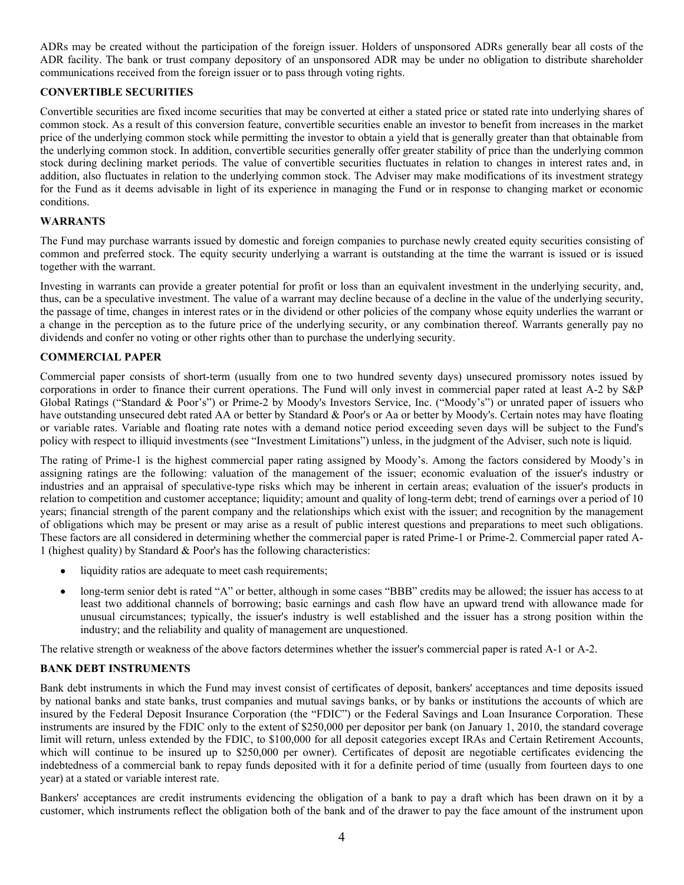ADRs may be created without the participation of the foreign issuer. Holders of unsponsored ADRs generally bear all costs of the ADR facility. The bank or trust company depository of an unsponsored ADR may be under no obligation to distribute shareholder communications received from the foreign issuer or to pass through voting rights.

### CONVERTIBLE SECURITIES

Convertible securities are fixed income securities that may be converted at either a stated price or stated rate into underlying shares of common stock. As a result of this conversion feature, convertible securities enable an investor to benefit from increases in the market price of the underlying common stock while permitting the investor to obtain a yield that is generally greater than that obtainable from the underlying common stock. In addition, convertible securities generally offer greater stability of price than the underlying common stock during declining market periods. The value of convertible securities fluctuates in relation to changes in interest rates and, in addition, also fluctuates in relation to the underlying common stock. The Adviser may make modifications of its investment strategy for the Fund as it deems advisable in light of its experience in managing the Fund or in response to changing market or economic conditions.

### WARRANTS

The Fund may purchase warrants issued by domestic and foreign companies to purchase newly created equity securities consisting of common and preferred stock. The equity security underlying a warrant is outstanding at the time the warrant is issued or is issued together with the warrant.

Investing in warrants can provide a greater potential for profit or loss than an equivalent investment in the underlying security, and, thus, can be a speculative investment. The value of a warrant may decline because of a decline in the value of the underlying security, the passage of time, changes in interest rates or in the dividend or other policies of the company whose equity underlies the warrant or a change in the perception as to the future price of the underlying security, or any combination thereof. Warrants generally pay no dividends and confer no voting or other rights other than to purchase the underlying security.

### COMMERCIAL PAPER

Commercial paper consists of short-term (usually from one to two hundred seventy days) unsecured promissory notes issued by corporations in order to finance their current operations. The Fund will only invest in commercial paper rated at least A-2 by S&P Global Ratings ("Standard & Poor's") or Prime-2 by Moody's Investors Service, Inc. ("Moody's") or unrated paper of issuers who have outstanding unsecured debt rated AA or better by Standard & Poor's or Aa or better by Moody's. Certain notes may have floating or variable rates. Variable and floating rate notes with a demand notice period exceeding seven days will be subject to the Fund's policy with respect to illiquid investments (see "Investment Limitations") unless, in the judgment of the Adviser, such note is liquid.

The rating of Prime-1 is the highest commercial paper rating assigned by Moody's. Among the factors considered by Moody's in assigning ratings are the following: valuation of the management of the issuer; economic evaluation of the issuer's industry or industries and an appraisal of speculative-type risks which may be inherent in certain areas; evaluation of the issuer's products in relation to competition and customer acceptance; liquidity; amount and quality of long-term debt; trend of earnings over a period of 10 years; financial strength of the parent company and the relationships which exist with the issuer; and recognition by the management of obligations which may be present or may arise as a result of public interest questions and preparations to meet such obligations. These factors are all considered in determining whether the commercial paper is rated Prime-1 or Prime-2. Commercial paper rated A-1 (highest quality) by Standard & Poor's has the following characteristics:

- liquidity ratios are adequate to meet cash requirements;
- long-term senior debt is rated "A" or better, although in some cases "BBB" credits may be allowed; the issuer has access to at least two additional channels of borrowing; basic earnings and cash flow have an upward trend with allowance made for unusual circumstances; typically, the issuer's industry is well established and the issuer has a strong position within the industry; and the reliability and quality of management are unquestioned.

The relative strength or weakness of the above factors determines whether the issuer's commercial paper is rated A-1 or A-2.

### BANK DEBT INSTRUMENTS

Bank debt instruments in which the Fund may invest consist of certificates of deposit, bankers' acceptances and time deposits issued by national banks and state banks, trust companies and mutual savings banks, or by banks or institutions the accounts of which are insured by the Federal Deposit Insurance Corporation (the "FDIC") or the Federal Savings and Loan Insurance Corporation. These instruments are insured by the FDIC only to the extent of $250,000 per depositor per bank (on January 1, 2010, the standard coverage limit will return, unless extended by the FDIC, to $100,000 for all deposit categories except IRAs and Certain Retirement Accounts, which will continue to be insured up to $250,000 per owner). Certificates of deposit are negotiable certificates evidencing the indebtedness of a commercial bank to repay funds deposited with it for a definite period of time (usually from fourteen days to one year) at a stated or variable interest rate.

Bankers' acceptances are credit instruments evidencing the obligation of a bank to pay a draft which has been drawn on it by a customer, which instruments reflect the obligation both of the bank and of the drawer to pay the face amount of the instrument upon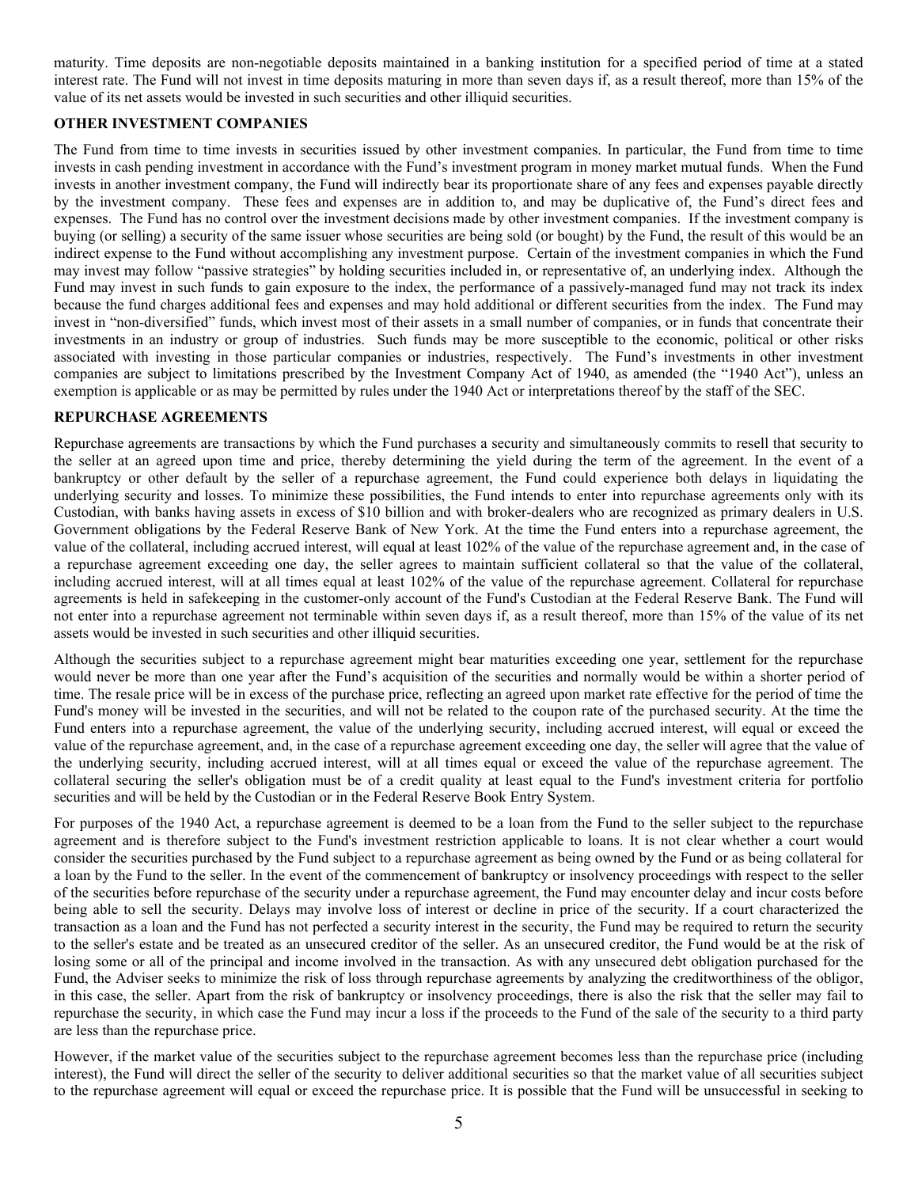maturity. Time deposits are non-negotiable deposits maintained in a banking institution for a specified period of time at a stated interest rate. The Fund will not invest in time deposits maturing in more than seven days if, as a result thereof, more than 15% of the value of its net assets would be invested in such securities and other illiquid securities.

**OTHER INVESTMENT COMPANIES**

The Fund from time to time invests in securities issued by other investment companies. In particular, the Fund from time to time invests in cash pending investment in accordance with the Fund's investment program in money market mutual funds. When the Fund invests in another investment company, the Fund will indirectly bear its proportionate share of any fees and expenses payable directly by the investment company. These fees and expenses are in addition to, and may be duplicative of, the Fund's direct fees and expenses. The Fund has no control over the investment decisions made by other investment companies. If the investment company is buying (or selling) a security of the same issuer whose securities are being sold (or bought) by the Fund, the result of this would be an indirect expense to the Fund without accomplishing any investment purpose. Certain of the investment companies in which the Fund may invest may follow "passive strategies" by holding securities included in, or representative of, an underlying index. Although the Fund may invest in such funds to gain exposure to the index, the performance of a passively-managed fund may not track its index because the fund charges additional fees and expenses and may hold additional or different securities from the index. The Fund may invest in "non-diversified" funds, which invest most of their assets in a small number of companies, or in funds that concentrate their investments in an industry or group of industries. Such funds may be more susceptible to the economic, political or other risks associated with investing in those particular companies or industries, respectively. The Fund's investments in other investment companies are subject to limitations prescribed by the Investment Company Act of 1940, as amended (the "1940 Act"), unless an exemption is applicable or as may be permitted by rules under the 1940 Act or interpretations thereof by the staff of the SEC.

**REPURCHASE AGREEMENTS**

Repurchase agreements are transactions by which the Fund purchases a security and simultaneously commits to resell that security to the seller at an agreed upon time and price, thereby determining the yield during the term of the agreement. In the event of a bankruptcy or other default by the seller of a repurchase agreement, the Fund could experience both delays in liquidating the underlying security and losses. To minimize these possibilities, the Fund intends to enter into repurchase agreements only with its Custodian, with banks having assets in excess of $10 billion and with broker-dealers who are recognized as primary dealers in U.S. Government obligations by the Federal Reserve Bank of New York. At the time the Fund enters into a repurchase agreement, the value of the collateral, including accrued interest, will equal at least 102% of the value of the repurchase agreement and, in the case of a repurchase agreement exceeding one day, the seller agrees to maintain sufficient collateral so that the value of the collateral, including accrued interest, will at all times equal at least 102% of the value of the repurchase agreement. Collateral for repurchase agreements is held in safekeeping in the customer-only account of the Fund's Custodian at the Federal Reserve Bank. The Fund will not enter into a repurchase agreement not terminable within seven days if, as a result thereof, more than 15% of the value of its net assets would be invested in such securities and other illiquid securities.

Although the securities subject to a repurchase agreement might bear maturities exceeding one year, settlement for the repurchase would never be more than one year after the Fund's acquisition of the securities and normally would be within a shorter period of time. The resale price will be in excess of the purchase price, reflecting an agreed upon market rate effective for the period of time the Fund's money will be invested in the securities, and will not be related to the coupon rate of the purchased security. At the time the Fund enters into a repurchase agreement, the value of the underlying security, including accrued interest, will equal or exceed the value of the repurchase agreement, and, in the case of a repurchase agreement exceeding one day, the seller will agree that the value of the underlying security, including accrued interest, will at all times equal or exceed the value of the repurchase agreement. The collateral securing the seller's obligation must be of a credit quality at least equal to the Fund's investment criteria for portfolio securities and will be held by the Custodian or in the Federal Reserve Book Entry System.

For purposes of the 1940 Act, a repurchase agreement is deemed to be a loan from the Fund to the seller subject to the repurchase agreement and is therefore subject to the Fund's investment restriction applicable to loans. It is not clear whether a court would consider the securities purchased by the Fund subject to a repurchase agreement as being owned by the Fund or as being collateral for a loan by the Fund to the seller. In the event of the commencement of bankruptcy or insolvency proceedings with respect to the seller of the securities before repurchase of the security under a repurchase agreement, the Fund may encounter delay and incur costs before being able to sell the security. Delays may involve loss of interest or decline in price of the security. If a court characterized the transaction as a loan and the Fund has not perfected a security interest in the security, the Fund may be required to return the security to the seller's estate and be treated as an unsecured creditor of the seller. As an unsecured creditor, the Fund would be at the risk of losing some or all of the principal and income involved in the transaction. As with any unsecured debt obligation purchased for the Fund, the Adviser seeks to minimize the risk of loss through repurchase agreements by analyzing the creditworthiness of the obligor, in this case, the seller. Apart from the risk of bankruptcy or insolvency proceedings, there is also the risk that the seller may fail to repurchase the security, in which case the Fund may incur a loss if the proceeds to the Fund of the sale of the security to a third party are less than the repurchase price.

However, if the market value of the securities subject to the repurchase agreement becomes less than the repurchase price (including interest), the Fund will direct the seller of the security to deliver additional securities so that the market value of all securities subject to the repurchase agreement will equal or exceed the repurchase price. It is possible that the Fund will be unsuccessful in seeking to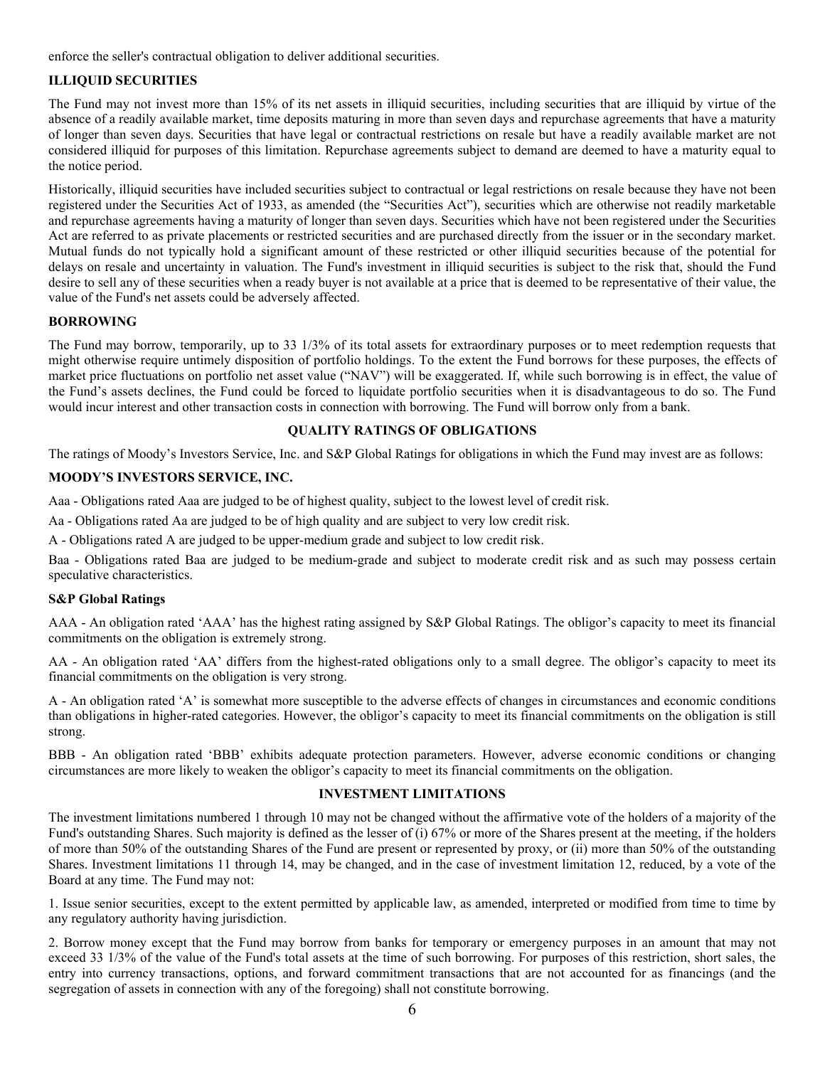enforce the seller's contractual obligation to deliver additional securities.

**ILLIQUID SECURITIES**

The Fund may not invest more than 15% of its net assets in illiquid securities, including securities that are illiquid by virtue of the absence of a readily available market, time deposits maturing in more than seven days and repurchase agreements that have a maturity of longer than seven days. Securities that have legal or contractual restrictions on resale but have a readily available market are not considered illiquid for purposes of this limitation. Repurchase agreements subject to demand are deemed to have a maturity equal to the notice period.

Historically, illiquid securities have included securities subject to contractual or legal restrictions on resale because they have not been registered under the Securities Act of 1933, as amended (the "Securities Act"), securities which are otherwise not readily marketable and repurchase agreements having a maturity of longer than seven days. Securities which have not been registered under the Securities Act are referred to as private placements or restricted securities and are purchased directly from the issuer or in the secondary market. Mutual funds do not typically hold a significant amount of these restricted or other illiquid securities because of the potential for delays on resale and uncertainty in valuation. The Fund's investment in illiquid securities is subject to the risk that, should the Fund desire to sell any of these securities when a ready buyer is not available at a price that is deemed to be representative of their value, the value of the Fund's net assets could be adversely affected.

**BORROWING**

The Fund may borrow, temporarily, up to 33 1/3% of its total assets for extraordinary purposes or to meet redemption requests that might otherwise require untimely disposition of portfolio holdings. To the extent the Fund borrows for these purposes, the effects of market price fluctuations on portfolio net asset value ("NAV") will be exaggerated. If, while such borrowing is in effect, the value of the Fund's assets declines, the Fund could be forced to liquidate portfolio securities when it is disadvantageous to do so. The Fund would incur interest and other transaction costs in connection with borrowing. The Fund will borrow only from a bank.

## QUALITY RATINGS OF OBLIGATIONS

The ratings of Moody's Investors Service, Inc. and S&P Global Ratings for obligations in which the Fund may invest are as follows:

**MOODY'S INVESTORS SERVICE, INC.**

Aaa - Obligations rated Aaa are judged to be of highest quality, subject to the lowest level of credit risk.

Aa - Obligations rated Aa are judged to be of high quality and are subject to very low credit risk.

A - Obligations rated A are judged to be upper-medium grade and subject to low credit risk.

Baa - Obligations rated Baa are judged to be medium-grade and subject to moderate credit risk and as such may possess certain speculative characteristics.

**S&P Global Ratings**

AAA - An obligation rated 'AAA' has the highest rating assigned by S&P Global Ratings. The obligor's capacity to meet its financial commitments on the obligation is extremely strong.

AA - An obligation rated 'AA' differs from the highest-rated obligations only to a small degree. The obligor's capacity to meet its financial commitments on the obligation is very strong.

A - An obligation rated 'A' is somewhat more susceptible to the adverse effects of changes in circumstances and economic conditions than obligations in higher-rated categories. However, the obligor's capacity to meet its financial commitments on the obligation is still strong.

BBB - An obligation rated 'BBB' exhibits adequate protection parameters. However, adverse economic conditions or changing circumstances are more likely to weaken the obligor's capacity to meet its financial commitments on the obligation.

## INVESTMENT LIMITATIONS

The investment limitations numbered 1 through 10 may not be changed without the affirmative vote of the holders of a majority of the Fund's outstanding Shares. Such majority is defined as the lesser of (i) 67% or more of the Shares present at the meeting, if the holders of more than 50% of the outstanding Shares of the Fund are present or represented by proxy, or (ii) more than 50% of the outstanding Shares. Investment limitations 11 through 14, may be changed, and in the case of investment limitation 12, reduced, by a vote of the Board at any time. The Fund may not:

1. Issue senior securities, except to the extent permitted by applicable law, as amended, interpreted or modified from time to time by any regulatory authority having jurisdiction.

2. Borrow money except that the Fund may borrow from banks for temporary or emergency purposes in an amount that may not exceed 33 1/3% of the value of the Fund's total assets at the time of such borrowing. For purposes of this restriction, short sales, the entry into currency transactions, options, and forward commitment transactions that are not accounted for as financings (and the segregation of assets in connection with any of the foregoing) shall not constitute borrowing.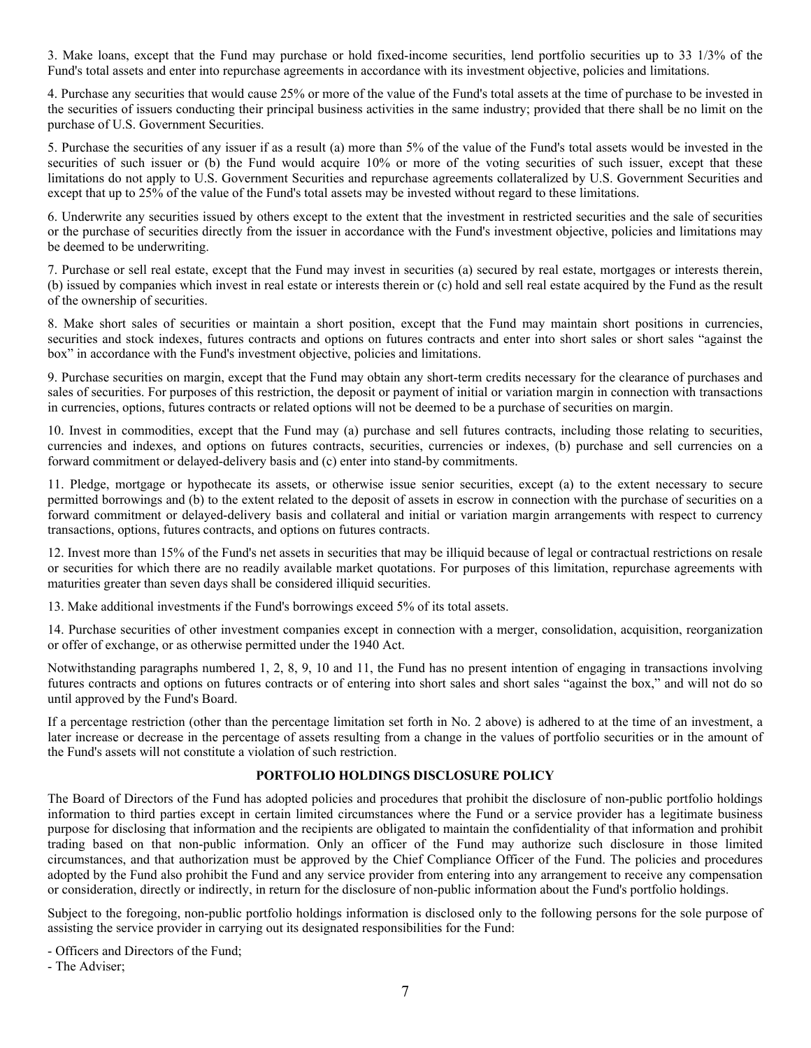3. Make loans, except that the Fund may purchase or hold fixed-income securities, lend portfolio securities up to 33 1/3% of the Fund's total assets and enter into repurchase agreements in accordance with its investment objective, policies and limitations.

4. Purchase any securities that would cause 25% or more of the value of the Fund's total assets at the time of purchase to be invested in the securities of issuers conducting their principal business activities in the same industry; provided that there shall be no limit on the purchase of U.S. Government Securities.

5. Purchase the securities of any issuer if as a result (a) more than 5% of the value of the Fund's total assets would be invested in the securities of such issuer or (b) the Fund would acquire 10% or more of the voting securities of such issuer, except that these limitations do not apply to U.S. Government Securities and repurchase agreements collateralized by U.S. Government Securities and except that up to 25% of the value of the Fund's total assets may be invested without regard to these limitations.

6. Underwrite any securities issued by others except to the extent that the investment in restricted securities and the sale of securities or the purchase of securities directly from the issuer in accordance with the Fund's investment objective, policies and limitations may be deemed to be underwriting.

7. Purchase or sell real estate, except that the Fund may invest in securities (a) secured by real estate, mortgages or interests therein, (b) issued by companies which invest in real estate or interests therein or (c) hold and sell real estate acquired by the Fund as the result of the ownership of securities.

8. Make short sales of securities or maintain a short position, except that the Fund may maintain short positions in currencies, securities and stock indexes, futures contracts and options on futures contracts and enter into short sales or short sales "against the box" in accordance with the Fund's investment objective, policies and limitations.

9. Purchase securities on margin, except that the Fund may obtain any short-term credits necessary for the clearance of purchases and sales of securities. For purposes of this restriction, the deposit or payment of initial or variation margin in connection with transactions in currencies, options, futures contracts or related options will not be deemed to be a purchase of securities on margin.

10. Invest in commodities, except that the Fund may (a) purchase and sell futures contracts, including those relating to securities, currencies and indexes, and options on futures contracts, securities, currencies or indexes, (b) purchase and sell currencies on a forward commitment or delayed-delivery basis and (c) enter into stand-by commitments.

11. Pledge, mortgage or hypothecate its assets, or otherwise issue senior securities, except (a) to the extent necessary to secure permitted borrowings and (b) to the extent related to the deposit of assets in escrow in connection with the purchase of securities on a forward commitment or delayed-delivery basis and collateral and initial or variation margin arrangements with respect to currency transactions, options, futures contracts, and options on futures contracts.

12. Invest more than 15% of the Fund's net assets in securities that may be illiquid because of legal or contractual restrictions on resale or securities for which there are no readily available market quotations. For purposes of this limitation, repurchase agreements with maturities greater than seven days shall be considered illiquid securities.

13. Make additional investments if the Fund's borrowings exceed 5% of its total assets.

14. Purchase securities of other investment companies except in connection with a merger, consolidation, acquisition, reorganization or offer of exchange, or as otherwise permitted under the 1940 Act.

Notwithstanding paragraphs numbered 1, 2, 8, 9, 10 and 11, the Fund has no present intention of engaging in transactions involving futures contracts and options on futures contracts or of entering into short sales and short sales "against the box," and will not do so until approved by the Fund's Board.

If a percentage restriction (other than the percentage limitation set forth in No. 2 above) is adhered to at the time of an investment, a later increase or decrease in the percentage of assets resulting from a change in the values of portfolio securities or in the amount of the Fund's assets will not constitute a violation of such restriction.

## PORTFOLIO HOLDINGS DISCLOSURE POLICY

The Board of Directors of the Fund has adopted policies and procedures that prohibit the disclosure of non-public portfolio holdings information to third parties except in certain limited circumstances where the Fund or a service provider has a legitimate business purpose for disclosing that information and the recipients are obligated to maintain the confidentiality of that information and prohibit trading based on that non-public information. Only an officer of the Fund may authorize such disclosure in those limited circumstances, and that authorization must be approved by the Chief Compliance Officer of the Fund. The policies and procedures adopted by the Fund also prohibit the Fund and any service provider from entering into any arrangement to receive any compensation or consideration, directly or indirectly, in return for the disclosure of non-public information about the Fund's portfolio holdings.

Subject to the foregoing, non-public portfolio holdings information is disclosed only to the following persons for the sole purpose of assisting the service provider in carrying out its designated responsibilities for the Fund:

- Officers and Directors of the Fund;
- The Adviser;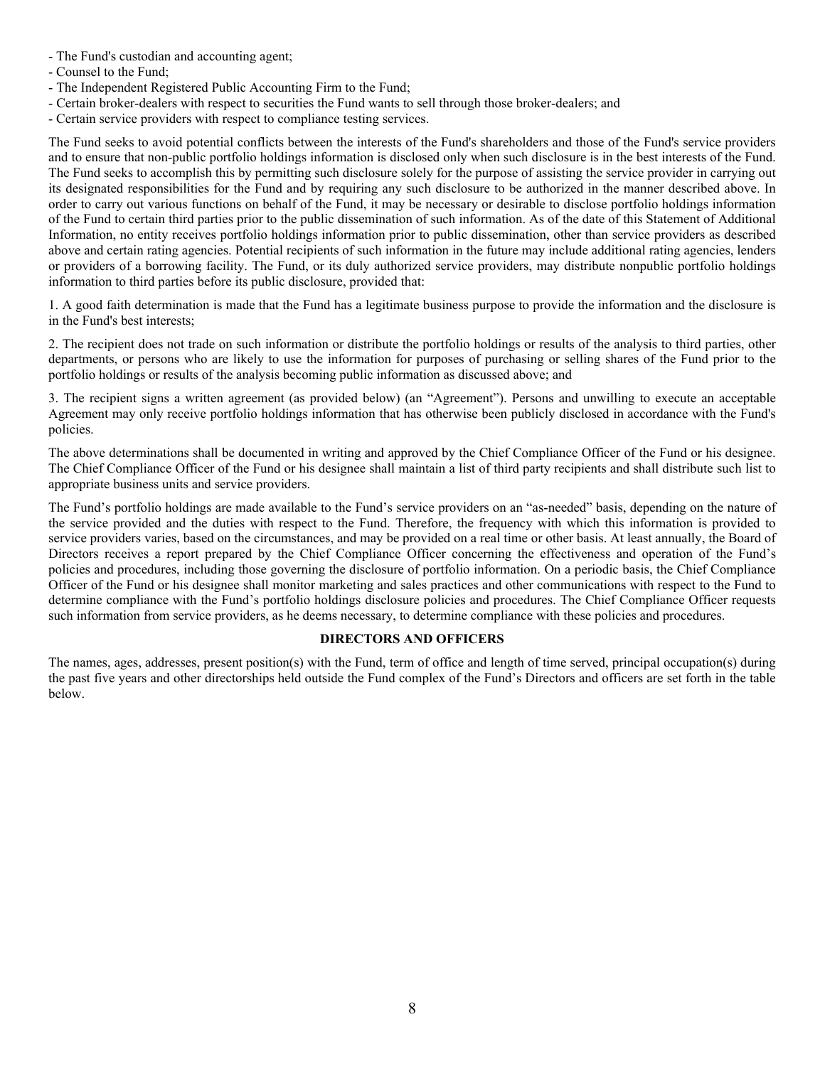- The Fund's custodian and accounting agent;
- Counsel to the Fund;
- The Independent Registered Public Accounting Firm to the Fund;
- Certain broker-dealers with respect to securities the Fund wants to sell through those broker-dealers; and
- Certain service providers with respect to compliance testing services.

The Fund seeks to avoid potential conflicts between the interests of the Fund's shareholders and those of the Fund's service providers and to ensure that non-public portfolio holdings information is disclosed only when such disclosure is in the best interests of the Fund. The Fund seeks to accomplish this by permitting such disclosure solely for the purpose of assisting the service provider in carrying out its designated responsibilities for the Fund and by requiring any such disclosure to be authorized in the manner described above. In order to carry out various functions on behalf of the Fund, it may be necessary or desirable to disclose portfolio holdings information of the Fund to certain third parties prior to the public dissemination of such information. As of the date of this Statement of Additional Information, no entity receives portfolio holdings information prior to public dissemination, other than service providers as described above and certain rating agencies. Potential recipients of such information in the future may include additional rating agencies, lenders or providers of a borrowing facility. The Fund, or its duly authorized service providers, may distribute nonpublic portfolio holdings information to third parties before its public disclosure, provided that:

1. A good faith determination is made that the Fund has a legitimate business purpose to provide the information and the disclosure is in the Fund's best interests;

2. The recipient does not trade on such information or distribute the portfolio holdings or results of the analysis to third parties, other departments, or persons who are likely to use the information for purposes of purchasing or selling shares of the Fund prior to the portfolio holdings or results of the analysis becoming public information as discussed above; and

3. The recipient signs a written agreement (as provided below) (an "Agreement"). Persons and unwilling to execute an acceptable Agreement may only receive portfolio holdings information that has otherwise been publicly disclosed in accordance with the Fund's policies.

The above determinations shall be documented in writing and approved by the Chief Compliance Officer of the Fund or his designee. The Chief Compliance Officer of the Fund or his designee shall maintain a list of third party recipients and shall distribute such list to appropriate business units and service providers.

The Fund's portfolio holdings are made available to the Fund's service providers on an "as-needed" basis, depending on the nature of the service provided and the duties with respect to the Fund. Therefore, the frequency with which this information is provided to service providers varies, based on the circumstances, and may be provided on a real time or other basis. At least annually, the Board of Directors receives a report prepared by the Chief Compliance Officer concerning the effectiveness and operation of the Fund's policies and procedures, including those governing the disclosure of portfolio information. On a periodic basis, the Chief Compliance Officer of the Fund or his designee shall monitor marketing and sales practices and other communications with respect to the Fund to determine compliance with the Fund's portfolio holdings disclosure policies and procedures. The Chief Compliance Officer requests such information from service providers, as he deems necessary, to determine compliance with these policies and procedures.

## DIRECTORS AND OFFICERS

The names, ages, addresses, present position(s) with the Fund, term of office and length of time served, principal occupation(s) during the past five years and other directorships held outside the Fund complex of the Fund's Directors and officers are set forth in the table below.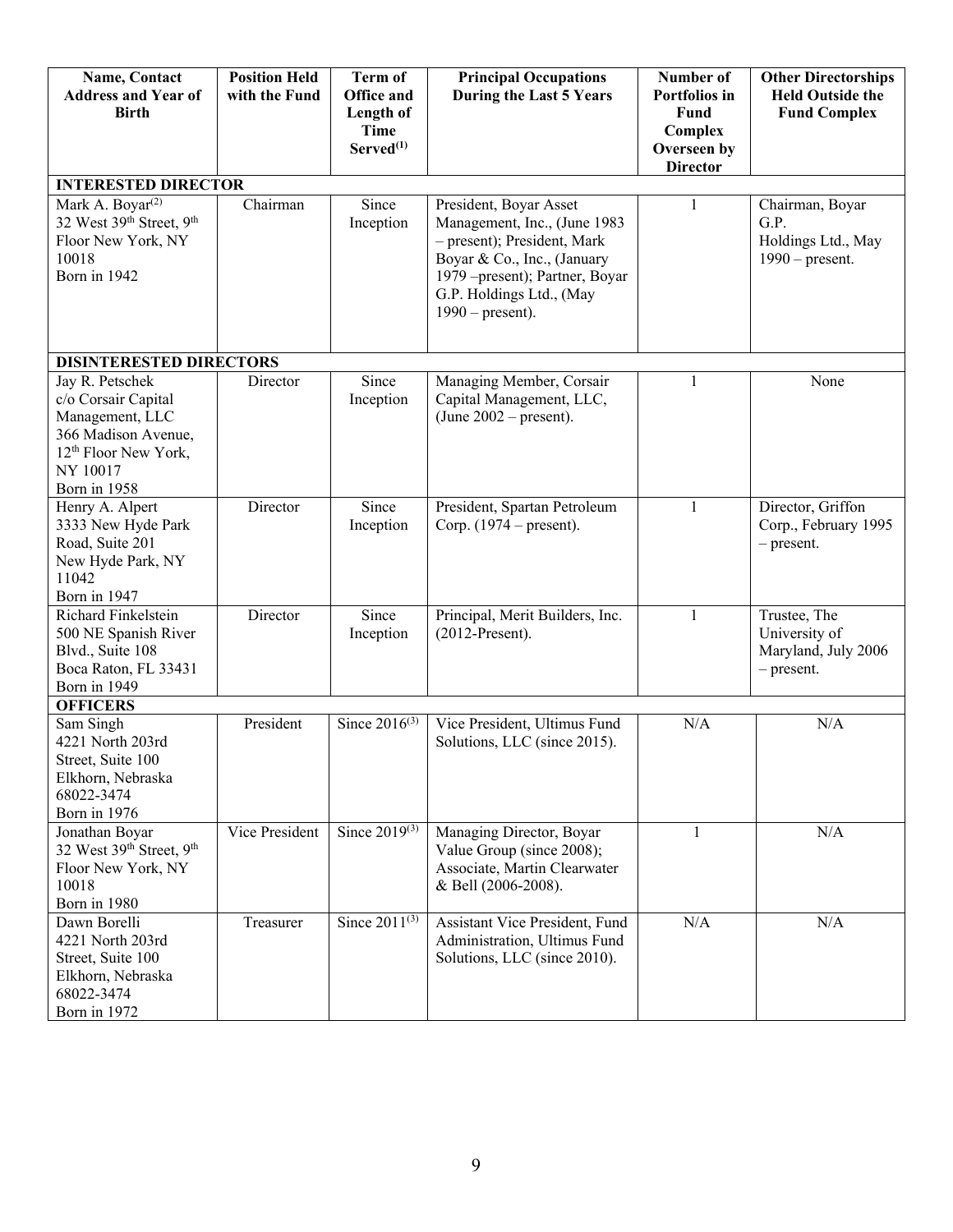| Name, Contact Address and Year of Birth | Position Held with the Fund | Term of Office and Length of Time Served[1] | Principal Occupations During the Last 5 Years | Number of Portfolios in Fund Complex Overseen by Director | Other Directorships Held Outside the Fund Complex |
|---|---|---|---|---|---|
| **INTERESTED DIRECTOR** | | | | | |
| Mark A. Boyar[2] 32 West 39th Street, 9th Floor New York, NY 10018 Born in 1942 | Chairman | Since Inception | President, Boyar Asset Management, Inc., (June 1983 – present); President, Mark Boyar & Co., Inc., (January 1979 –present); Partner, Boyar G.P. Holdings Ltd., (May 1990 – present). | 1 | Chairman, Boyar G.P. Holdings Ltd., May 1990 – present. |
| **DISINTERESTED DIRECTORS** | | | | | |
| Jay R. Petschek c/o Corsair Capital Management, LLC 366 Madison Avenue, 12th Floor New York, NY 10017 Born in 1958 | Director | Since Inception | Managing Member, Corsair Capital Management, LLC, (June 2002 – present). | 1 | None |
| Henry A. Alpert 3333 New Hyde Park Road, Suite 201 New Hyde Park, NY 11042 Born in 1947 | Director | Since Inception | President, Spartan Petroleum Corp. (1974 – present). | 1 | Director, Griffon Corp., February 1995 – present. |
| Richard Finkelstein 500 NE Spanish River Blvd., Suite 108 Boca Raton, FL 33431 Born in 1949 | Director | Since Inception | Principal, Merit Builders, Inc. (2012-Present). | 1 | Trustee, The University of Maryland, July 2006 – present. |
| **OFFICERS** | | | | | |
| Sam Singh 4221 North 203rd Street, Suite 100 Elkhorn, Nebraska 68022-3474 Born in 1976 | President | Since 2016[3] | Vice President, Ultimus Fund Solutions, LLC (since 2015). | N/A | N/A |
| Jonathan Boyar 32 West 39th Street, 9th Floor New York, NY 10018 Born in 1980 | Vice President | Since 2019[3] | Managing Director, Boyar Value Group (since 2008); Associate, Martin Clearwater & Bell (2006-2008). | 1 | N/A |
| Dawn Borelli 4221 North 203rd Street, Suite 100 Elkhorn, Nebraska 68022-3474 Born in 1972 | Treasurer | Since 2011[3] | Assistant Vice President, Fund Administration, Ultimus Fund Solutions, LLC (since 2010). | N/A | N/A |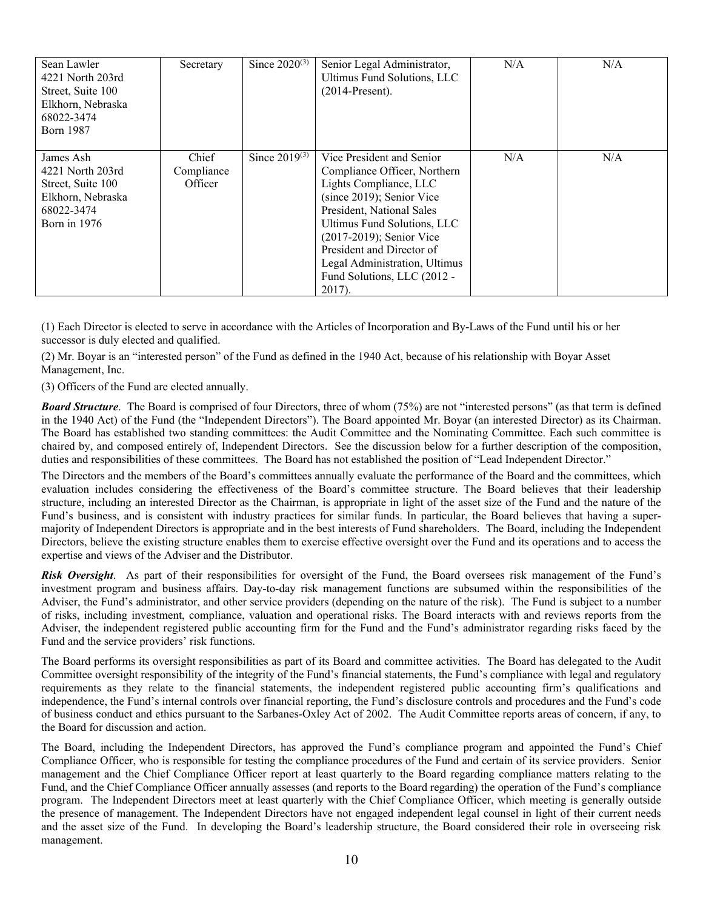| Sean Lawler<br>4221 North 203rd Street, Suite 100<br>Elkhorn, Nebraska 68022-3474<br>Born 1987 | Secretary | Since 2020[3] | Senior Legal Administrator, Ultimus Fund Solutions, LLC (2014-Present). | N/A | N/A |
|---|---|---|---|---|---|
| James Ash<br>4221 North 203rd Street, Suite 100<br>Elkhorn, Nebraska 68022-3474<br>Born in 1976 | Chief Compliance Officer | Since 2019[3] | Vice President and Senior Compliance Officer, Northern Lights Compliance, LLC (since 2019); Senior Vice President, National Sales Ultimus Fund Solutions, LLC (2017-2019); Senior Vice President and Director of Legal Administration, Ultimus Fund Solutions, LLC (2012 - 2017). | N/A | N/A |

(1) Each Director is elected to serve in accordance with the Articles of Incorporation and By-Laws of the Fund until his or her successor is duly elected and qualified.

(2) Mr. Boyar is an "interested person" of the Fund as defined in the 1940 Act, because of his relationship with Boyar Asset Management, Inc.

(3) Officers of the Fund are elected annually.

***Board Structure***. The Board is comprised of four Directors, three of whom (75%) are not "interested persons" (as that term is defined in the 1940 Act) of the Fund (the "Independent Directors"). The Board appointed Mr. Boyar (an interested Director) as its Chairman. The Board has established two standing committees: the Audit Committee and the Nominating Committee. Each such committee is chaired by, and composed entirely of, Independent Directors. See the discussion below for a further description of the composition, duties and responsibilities of these committees. The Board has not established the position of "Lead Independent Director."

The Directors and the members of the Board's committees annually evaluate the performance of the Board and the committees, which evaluation includes considering the effectiveness of the Board's committee structure. The Board believes that their leadership structure, including an interested Director as the Chairman, is appropriate in light of the asset size of the Fund and the nature of the Fund's business, and is consistent with industry practices for similar funds. In particular, the Board believes that having a super-majority of Independent Directors is appropriate and in the best interests of Fund shareholders. The Board, including the Independent Directors, believe the existing structure enables them to exercise effective oversight over the Fund and its operations and to access the expertise and views of the Adviser and the Distributor.

***Risk Oversight***. As part of their responsibilities for oversight of the Fund, the Board oversees risk management of the Fund's investment program and business affairs. Day-to-day risk management functions are subsumed within the responsibilities of the Adviser, the Fund's administrator, and other service providers (depending on the nature of the risk). The Fund is subject to a number of risks, including investment, compliance, valuation and operational risks. The Board interacts with and reviews reports from the Adviser, the independent registered public accounting firm for the Fund and the Fund's administrator regarding risks faced by the Fund and the service providers' risk functions.

The Board performs its oversight responsibilities as part of its Board and committee activities. The Board has delegated to the Audit Committee oversight responsibility of the integrity of the Fund's financial statements, the Fund's compliance with legal and regulatory requirements as they relate to the financial statements, the independent registered public accounting firm's qualifications and independence, the Fund's internal controls over financial reporting, the Fund's disclosure controls and procedures and the Fund's code of business conduct and ethics pursuant to the Sarbanes-Oxley Act of 2002. The Audit Committee reports areas of concern, if any, to the Board for discussion and action.

The Board, including the Independent Directors, has approved the Fund's compliance program and appointed the Fund's Chief Compliance Officer, who is responsible for testing the compliance procedures of the Fund and certain of its service providers. Senior management and the Chief Compliance Officer report at least quarterly to the Board regarding compliance matters relating to the Fund, and the Chief Compliance Officer annually assesses (and reports to the Board regarding) the operation of the Fund's compliance program. The Independent Directors meet at least quarterly with the Chief Compliance Officer, which meeting is generally outside the presence of management. The Independent Directors have not engaged independent legal counsel in light of their current needs and the asset size of the Fund. In developing the Board's leadership structure, the Board considered their role in overseeing risk management.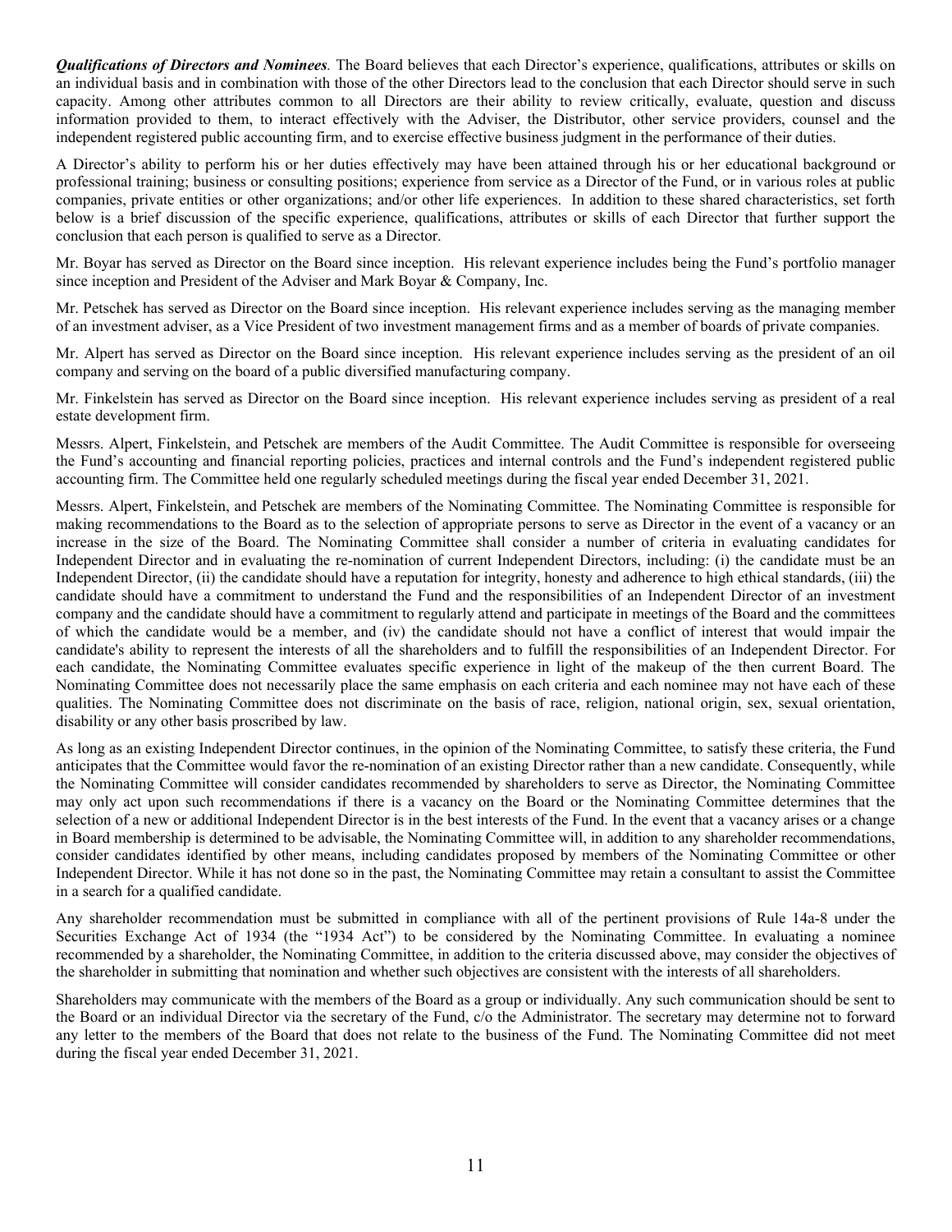***Qualifications of Directors and Nominees**.* The Board believes that each Director's experience, qualifications, attributes or skills on an individual basis and in combination with those of the other Directors lead to the conclusion that each Director should serve in such capacity. Among other attributes common to all Directors are their ability to review critically, evaluate, question and discuss information provided to them, to interact effectively with the Adviser, the Distributor, other service providers, counsel and the independent registered public accounting firm, and to exercise effective business judgment in the performance of their duties.

A Director's ability to perform his or her duties effectively may have been attained through his or her educational background or professional training; business or consulting positions; experience from service as a Director of the Fund, or in various roles at public companies, private entities or other organizations; and/or other life experiences. In addition to these shared characteristics, set forth below is a brief discussion of the specific experience, qualifications, attributes or skills of each Director that further support the conclusion that each person is qualified to serve as a Director.

Mr. Boyar has served as Director on the Board since inception. His relevant experience includes being the Fund's portfolio manager since inception and President of the Adviser and Mark Boyar & Company, Inc.

Mr. Petschek has served as Director on the Board since inception. His relevant experience includes serving as the managing member of an investment adviser, as a Vice President of two investment management firms and as a member of boards of private companies.

Mr. Alpert has served as Director on the Board since inception. His relevant experience includes serving as the president of an oil company and serving on the board of a public diversified manufacturing company.

Mr. Finkelstein has served as Director on the Board since inception. His relevant experience includes serving as president of a real estate development firm.

Messrs. Alpert, Finkelstein, and Petschek are members of the Audit Committee. The Audit Committee is responsible for overseeing the Fund's accounting and financial reporting policies, practices and internal controls and the Fund's independent registered public accounting firm. The Committee held one regularly scheduled meetings during the fiscal year ended December 31, 2021.

Messrs. Alpert, Finkelstein, and Petschek are members of the Nominating Committee. The Nominating Committee is responsible for making recommendations to the Board as to the selection of appropriate persons to serve as Director in the event of a vacancy or an increase in the size of the Board. The Nominating Committee shall consider a number of criteria in evaluating candidates for Independent Director and in evaluating the re-nomination of current Independent Directors, including: (i) the candidate must be an Independent Director, (ii) the candidate should have a reputation for integrity, honesty and adherence to high ethical standards, (iii) the candidate should have a commitment to understand the Fund and the responsibilities of an Independent Director of an investment company and the candidate should have a commitment to regularly attend and participate in meetings of the Board and the committees of which the candidate would be a member, and (iv) the candidate should not have a conflict of interest that would impair the candidate's ability to represent the interests of all the shareholders and to fulfill the responsibilities of an Independent Director. For each candidate, the Nominating Committee evaluates specific experience in light of the makeup of the then current Board. The Nominating Committee does not necessarily place the same emphasis on each criteria and each nominee may not have each of these qualities. The Nominating Committee does not discriminate on the basis of race, religion, national origin, sex, sexual orientation, disability or any other basis proscribed by law.

As long as an existing Independent Director continues, in the opinion of the Nominating Committee, to satisfy these criteria, the Fund anticipates that the Committee would favor the re-nomination of an existing Director rather than a new candidate. Consequently, while the Nominating Committee will consider candidates recommended by shareholders to serve as Director, the Nominating Committee may only act upon such recommendations if there is a vacancy on the Board or the Nominating Committee determines that the selection of a new or additional Independent Director is in the best interests of the Fund. In the event that a vacancy arises or a change in Board membership is determined to be advisable, the Nominating Committee will, in addition to any shareholder recommendations, consider candidates identified by other means, including candidates proposed by members of the Nominating Committee or other Independent Director. While it has not done so in the past, the Nominating Committee may retain a consultant to assist the Committee in a search for a qualified candidate.

Any shareholder recommendation must be submitted in compliance with all of the pertinent provisions of Rule 14a-8 under the Securities Exchange Act of 1934 (the "1934 Act") to be considered by the Nominating Committee. In evaluating a nominee recommended by a shareholder, the Nominating Committee, in addition to the criteria discussed above, may consider the objectives of the shareholder in submitting that nomination and whether such objectives are consistent with the interests of all shareholders.

Shareholders may communicate with the members of the Board as a group or individually. Any such communication should be sent to the Board or an individual Director via the secretary of the Fund, c/o the Administrator. The secretary may determine not to forward any letter to the members of the Board that does not relate to the business of the Fund. The Nominating Committee did not meet during the fiscal year ended December 31, 2021.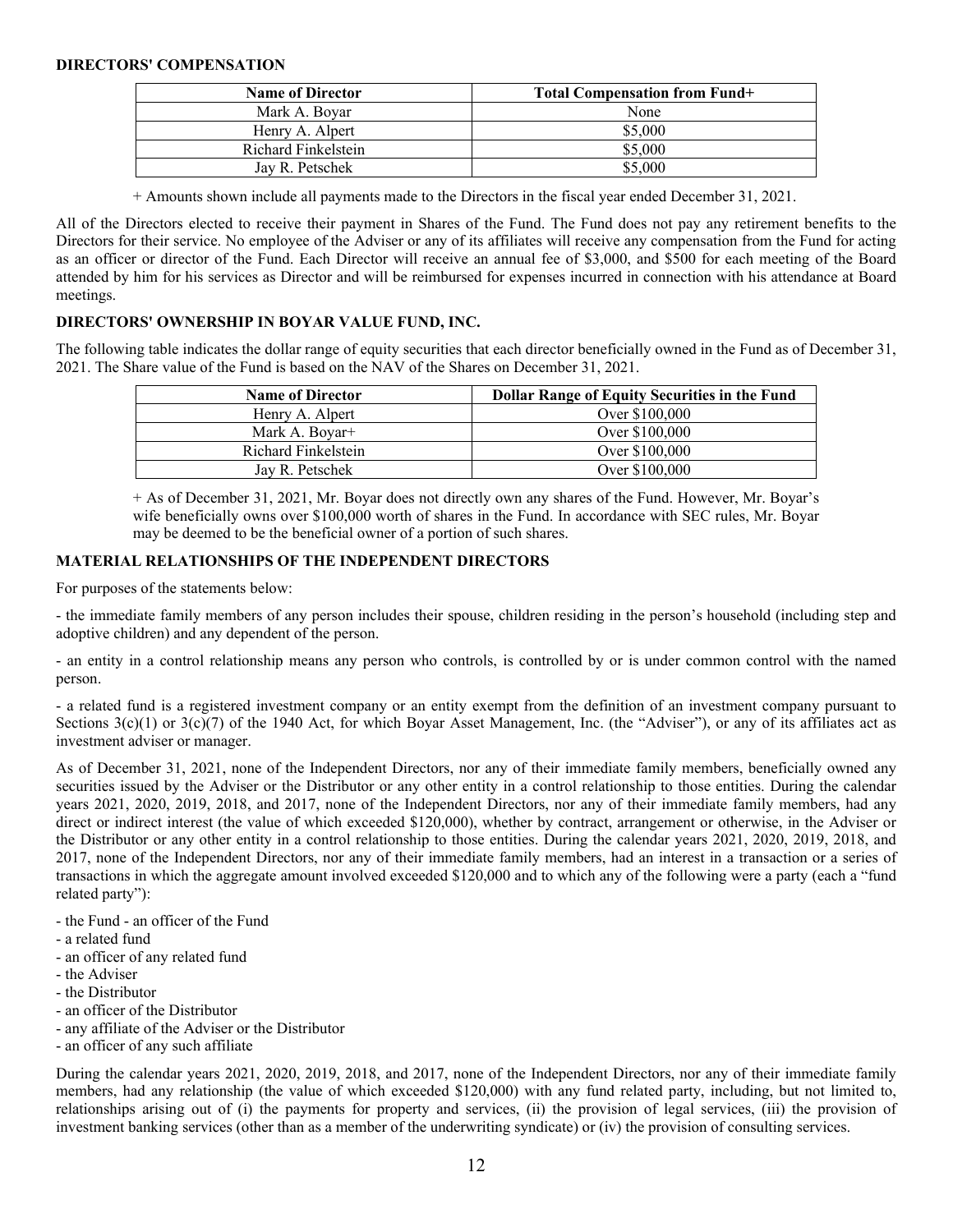### DIRECTORS' COMPENSATION

| Name of Director | Total Compensation from Fund+ |
|---|---|
| Mark A. Boyar | None |
| Henry A. Alpert | $5,000 |
| Richard Finkelstein | $5,000 |
| Jay R. Petschek | $5,000 |

+ Amounts shown include all payments made to the Directors in the fiscal year ended December 31, 2021.

All of the Directors elected to receive their payment in Shares of the Fund. The Fund does not pay any retirement benefits to the Directors for their service. No employee of the Adviser or any of its affiliates will receive any compensation from the Fund for acting as an officer or director of the Fund. Each Director will receive an annual fee of $3,000, and $500 for each meeting of the Board attended by him for his services as Director and will be reimbursed for expenses incurred in connection with his attendance at Board meetings.

### DIRECTORS' OWNERSHIP IN BOYAR VALUE FUND, INC.

The following table indicates the dollar range of equity securities that each director beneficially owned in the Fund as of December 31, 2021. The Share value of the Fund is based on the NAV of the Shares on December 31, 2021.

| Name of Director | Dollar Range of Equity Securities in the Fund |
|---|---|
| Henry A. Alpert | Over $100,000 |
| Mark A. Boyar+ | Over $100,000 |
| Richard Finkelstein | Over $100,000 |
| Jay R. Petschek | Over $100,000 |

+ As of December 31, 2021, Mr. Boyar does not directly own any shares of the Fund. However, Mr. Boyar's wife beneficially owns over $100,000 worth of shares in the Fund. In accordance with SEC rules, Mr. Boyar may be deemed to be the beneficial owner of a portion of such shares.

### MATERIAL RELATIONSHIPS OF THE INDEPENDENT DIRECTORS

For purposes of the statements below:

- the immediate family members of any person includes their spouse, children residing in the person's household (including step and adoptive children) and any dependent of the person.

- an entity in a control relationship means any person who controls, is controlled by or is under common control with the named person.

- a related fund is a registered investment company or an entity exempt from the definition of an investment company pursuant to Sections 3(c)(1) or 3(c)(7) of the 1940 Act, for which Boyar Asset Management, Inc. (the "Adviser"), or any of its affiliates act as investment adviser or manager.

As of December 31, 2021, none of the Independent Directors, nor any of their immediate family members, beneficially owned any securities issued by the Adviser or the Distributor or any other entity in a control relationship to those entities. During the calendar years 2021, 2020, 2019, 2018, and 2017, none of the Independent Directors, nor any of their immediate family members, had any direct or indirect interest (the value of which exceeded $120,000), whether by contract, arrangement or otherwise, in the Adviser or the Distributor or any other entity in a control relationship to those entities. During the calendar years 2021, 2020, 2019, 2018, and 2017, none of the Independent Directors, nor any of their immediate family members, had an interest in a transaction or a series of transactions in which the aggregate amount involved exceeded $120,000 and to which any of the following were a party (each a "fund related party"):

- the Fund - an officer of the Fund
- a related fund
- an officer of any related fund
- the Adviser
- the Distributor
- an officer of the Distributor
- any affiliate of the Adviser or the Distributor
- an officer of any such affiliate

During the calendar years 2021, 2020, 2019, 2018, and 2017, none of the Independent Directors, nor any of their immediate family members, had any relationship (the value of which exceeded $120,000) with any fund related party, including, but not limited to, relationships arising out of (i) the payments for property and services, (ii) the provision of legal services, (iii) the provision of investment banking services (other than as a member of the underwriting syndicate) or (iv) the provision of consulting services.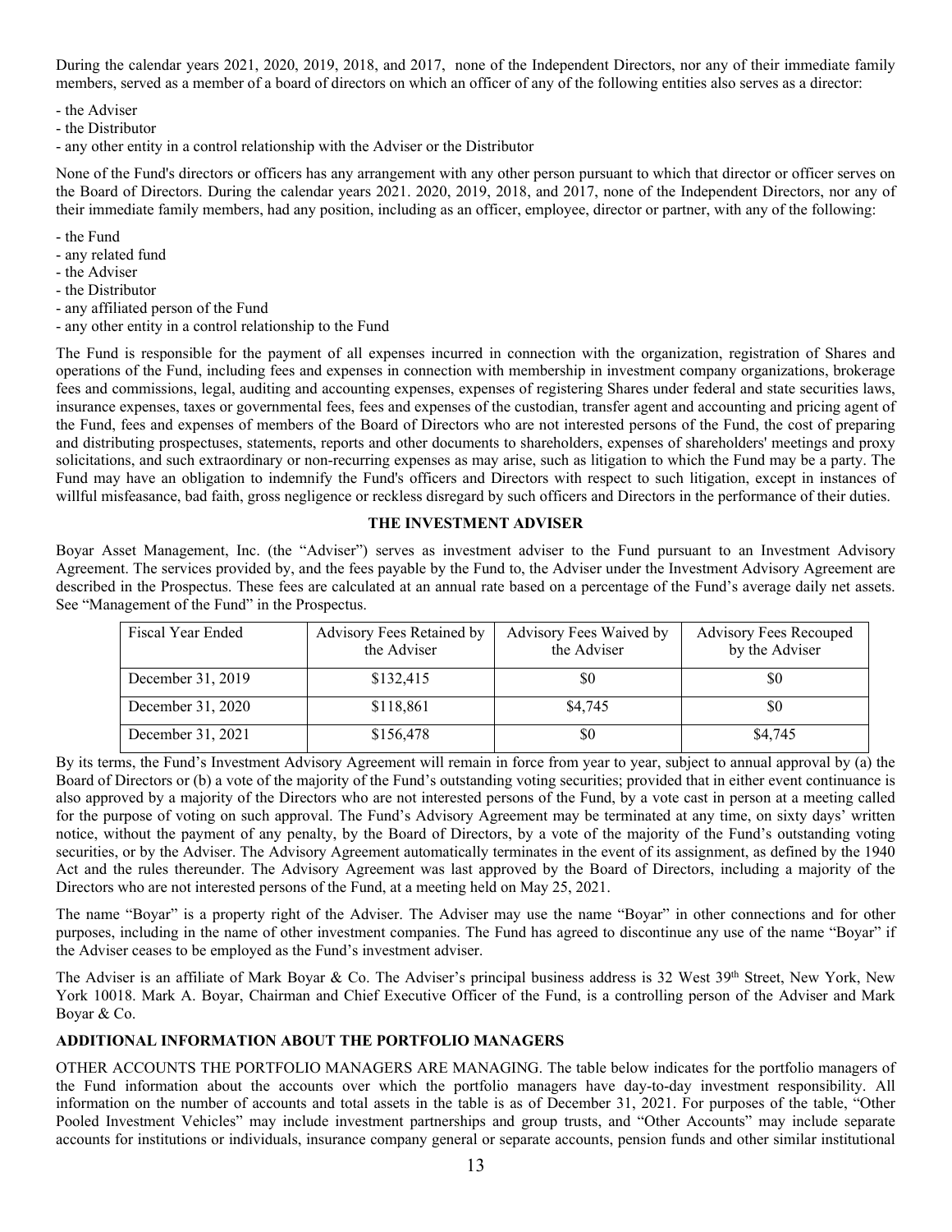During the calendar years 2021, 2020, 2019, 2018, and 2017, none of the Independent Directors, nor any of their immediate family members, served as a member of a board of directors on which an officer of any of the following entities also serves as a director:

- the Adviser
- the Distributor
- any other entity in a control relationship with the Adviser or the Distributor

None of the Fund's directors or officers has any arrangement with any other person pursuant to which that director or officer serves on the Board of Directors. During the calendar years 2021. 2020, 2019, 2018, and 2017, none of the Independent Directors, nor any of their immediate family members, had any position, including as an officer, employee, director or partner, with any of the following:

- the Fund
- any related fund
- the Adviser
- the Distributor
- any affiliated person of the Fund
- any other entity in a control relationship to the Fund

The Fund is responsible for the payment of all expenses incurred in connection with the organization, registration of Shares and operations of the Fund, including fees and expenses in connection with membership in investment company organizations, brokerage fees and commissions, legal, auditing and accounting expenses, expenses of registering Shares under federal and state securities laws, insurance expenses, taxes or governmental fees, fees and expenses of the custodian, transfer agent and accounting and pricing agent of the Fund, fees and expenses of members of the Board of Directors who are not interested persons of the Fund, the cost of preparing and distributing prospectuses, statements, reports and other documents to shareholders, expenses of shareholders' meetings and proxy solicitations, and such extraordinary or non-recurring expenses as may arise, such as litigation to which the Fund may be a party. The Fund may have an obligation to indemnify the Fund's officers and Directors with respect to such litigation, except in instances of willful misfeasance, bad faith, gross negligence or reckless disregard by such officers and Directors in the performance of their duties.

## THE INVESTMENT ADVISER

Boyar Asset Management, Inc. (the "Adviser") serves as investment adviser to the Fund pursuant to an Investment Advisory Agreement. The services provided by, and the fees payable by the Fund to, the Adviser under the Investment Advisory Agreement are described in the Prospectus. These fees are calculated at an annual rate based on a percentage of the Fund's average daily net assets. See "Management of the Fund" in the Prospectus.

| Fiscal Year Ended | Advisory Fees Retained by the Adviser | Advisory Fees Waived by the Adviser | Advisory Fees Recouped by the Adviser |
|---|---|---|---|
| December 31, 2019 | $132,415 | $0 | $0 |
| December 31, 2020 | $118,861 | $4,745 | $0 |
| December 31, 2021 | $156,478 | $0 | $4,745 |

By its terms, the Fund's Investment Advisory Agreement will remain in force from year to year, subject to annual approval by (a) the Board of Directors or (b) a vote of the majority of the Fund's outstanding voting securities; provided that in either event continuance is also approved by a majority of the Directors who are not interested persons of the Fund, by a vote cast in person at a meeting called for the purpose of voting on such approval. The Fund's Advisory Agreement may be terminated at any time, on sixty days' written notice, without the payment of any penalty, by the Board of Directors, by a vote of the majority of the Fund's outstanding voting securities, or by the Adviser. The Advisory Agreement automatically terminates in the event of its assignment, as defined by the 1940 Act and the rules thereunder. The Advisory Agreement was last approved by the Board of Directors, including a majority of the Directors who are not interested persons of the Fund, at a meeting held on May 25, 2021.

The name "Boyar" is a property right of the Adviser. The Adviser may use the name "Boyar" in other connections and for other purposes, including in the name of other investment companies. The Fund has agreed to discontinue any use of the name "Boyar" if the Adviser ceases to be employed as the Fund's investment adviser.

The Adviser is an affiliate of Mark Boyar & Co. The Adviser's principal business address is 32 West 39th Street, New York, New York 10018. Mark A. Boyar, Chairman and Chief Executive Officer of the Fund, is a controlling person of the Adviser and Mark Boyar & Co.

## ADDITIONAL INFORMATION ABOUT THE PORTFOLIO MANAGERS

OTHER ACCOUNTS THE PORTFOLIO MANAGERS ARE MANAGING. The table below indicates for the portfolio managers of the Fund information about the accounts over which the portfolio managers have day-to-day investment responsibility. All information on the number of accounts and total assets in the table is as of December 31, 2021. For purposes of the table, "Other Pooled Investment Vehicles" may include investment partnerships and group trusts, and "Other Accounts" may include separate accounts for institutions or individuals, insurance company general or separate accounts, pension funds and other similar institutional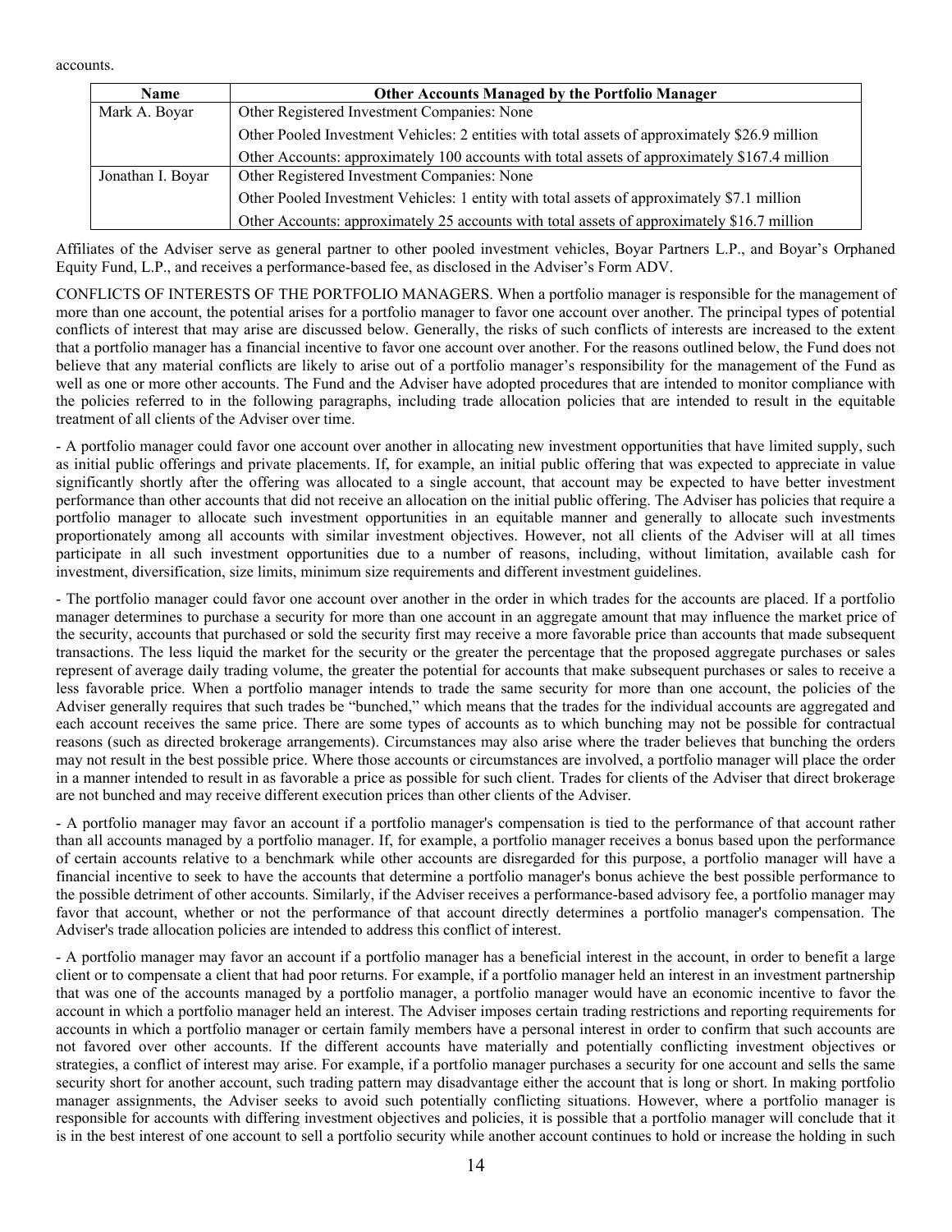accounts.

| Name | Other Accounts Managed by the Portfolio Manager |
|---|---|
| Mark A. Boyar | Other Registered Investment Companies: None |
| | Other Pooled Investment Vehicles: 2 entities with total assets of approximately $26.9 million |
| | Other Accounts: approximately 100 accounts with total assets of approximately $167.4 million |
| Jonathan I. Boyar | Other Registered Investment Companies: None |
| | Other Pooled Investment Vehicles: 1 entity with total assets of approximately $7.1 million |
| | Other Accounts: approximately 25 accounts with total assets of approximately $16.7 million |

Affiliates of the Adviser serve as general partner to other pooled investment vehicles, Boyar Partners L.P., and Boyar's Orphaned Equity Fund, L.P., and receives a performance-based fee, as disclosed in the Adviser's Form ADV.

CONFLICTS OF INTERESTS OF THE PORTFOLIO MANAGERS. When a portfolio manager is responsible for the management of more than one account, the potential arises for a portfolio manager to favor one account over another. The principal types of potential conflicts of interest that may arise are discussed below. Generally, the risks of such conflicts of interests are increased to the extent that a portfolio manager has a financial incentive to favor one account over another. For the reasons outlined below, the Fund does not believe that any material conflicts are likely to arise out of a portfolio manager's responsibility for the management of the Fund as well as one or more other accounts. The Fund and the Adviser have adopted procedures that are intended to monitor compliance with the policies referred to in the following paragraphs, including trade allocation policies that are intended to result in the equitable treatment of all clients of the Adviser over time.

- A portfolio manager could favor one account over another in allocating new investment opportunities that have limited supply, such as initial public offerings and private placements. If, for example, an initial public offering that was expected to appreciate in value significantly shortly after the offering was allocated to a single account, that account may be expected to have better investment performance than other accounts that did not receive an allocation on the initial public offering. The Adviser has policies that require a portfolio manager to allocate such investment opportunities in an equitable manner and generally to allocate such investments proportionately among all accounts with similar investment objectives. However, not all clients of the Adviser will at all times participate in all such investment opportunities due to a number of reasons, including, without limitation, available cash for investment, diversification, size limits, minimum size requirements and different investment guidelines.

- The portfolio manager could favor one account over another in the order in which trades for the accounts are placed. If a portfolio manager determines to purchase a security for more than one account in an aggregate amount that may influence the market price of the security, accounts that purchased or sold the security first may receive a more favorable price than accounts that made subsequent transactions. The less liquid the market for the security or the greater the percentage that the proposed aggregate purchases or sales represent of average daily trading volume, the greater the potential for accounts that make subsequent purchases or sales to receive a less favorable price. When a portfolio manager intends to trade the same security for more than one account, the policies of the Adviser generally requires that such trades be "bunched," which means that the trades for the individual accounts are aggregated and each account receives the same price. There are some types of accounts as to which bunching may not be possible for contractual reasons (such as directed brokerage arrangements). Circumstances may also arise where the trader believes that bunching the orders may not result in the best possible price. Where those accounts or circumstances are involved, a portfolio manager will place the order in a manner intended to result in as favorable a price as possible for such client. Trades for clients of the Adviser that direct brokerage are not bunched and may receive different execution prices than other clients of the Adviser.

- A portfolio manager may favor an account if a portfolio manager's compensation is tied to the performance of that account rather than all accounts managed by a portfolio manager. If, for example, a portfolio manager receives a bonus based upon the performance of certain accounts relative to a benchmark while other accounts are disregarded for this purpose, a portfolio manager will have a financial incentive to seek to have the accounts that determine a portfolio manager's bonus achieve the best possible performance to the possible detriment of other accounts. Similarly, if the Adviser receives a performance-based advisory fee, a portfolio manager may favor that account, whether or not the performance of that account directly determines a portfolio manager's compensation. The Adviser's trade allocation policies are intended to address this conflict of interest.

- A portfolio manager may favor an account if a portfolio manager has a beneficial interest in the account, in order to benefit a large client or to compensate a client that had poor returns. For example, if a portfolio manager held an interest in an investment partnership that was one of the accounts managed by a portfolio manager, a portfolio manager would have an economic incentive to favor the account in which a portfolio manager held an interest. The Adviser imposes certain trading restrictions and reporting requirements for accounts in which a portfolio manager or certain family members have a personal interest in order to confirm that such accounts are not favored over other accounts. If the different accounts have materially and potentially conflicting investment objectives or strategies, a conflict of interest may arise. For example, if a portfolio manager purchases a security for one account and sells the same security short for another account, such trading pattern may disadvantage either the account that is long or short. In making portfolio manager assignments, the Adviser seeks to avoid such potentially conflicting situations. However, where a portfolio manager is responsible for accounts with differing investment objectives and policies, it is possible that a portfolio manager will conclude that it is in the best interest of one account to sell a portfolio security while another account continues to hold or increase the holding in such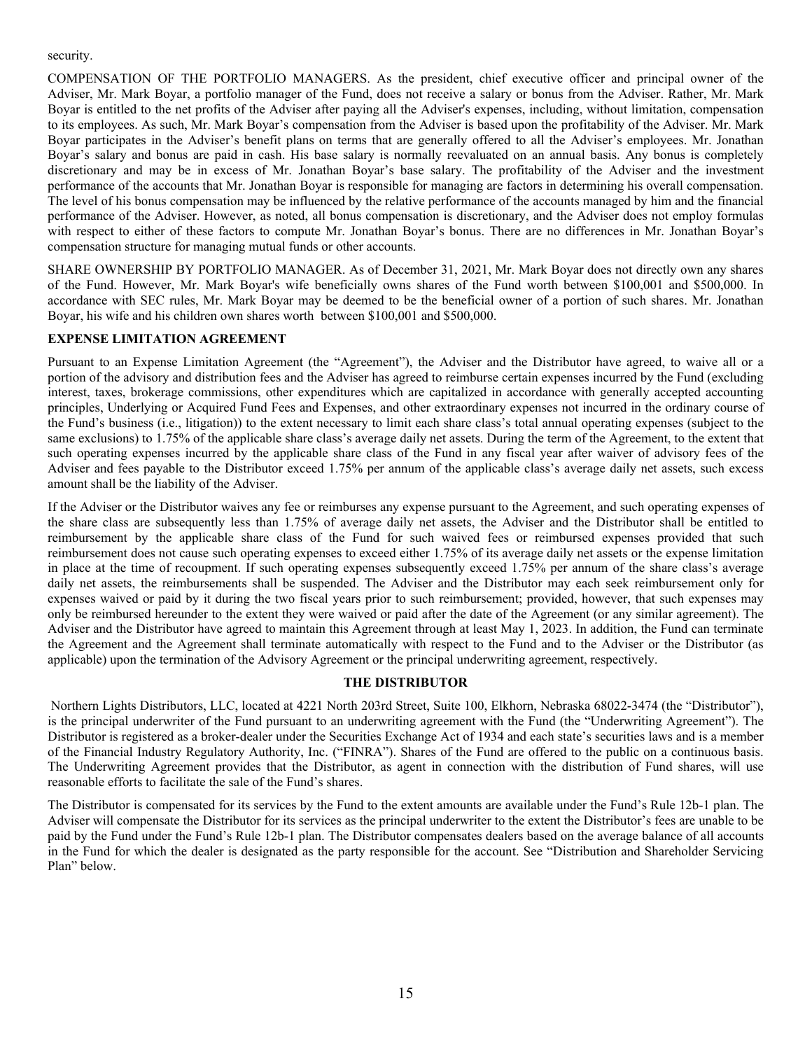security.

COMPENSATION OF THE PORTFOLIO MANAGERS. As the president, chief executive officer and principal owner of the Adviser, Mr. Mark Boyar, a portfolio manager of the Fund, does not receive a salary or bonus from the Adviser. Rather, Mr. Mark Boyar is entitled to the net profits of the Adviser after paying all the Adviser's expenses, including, without limitation, compensation to its employees. As such, Mr. Mark Boyar's compensation from the Adviser is based upon the profitability of the Adviser. Mr. Mark Boyar participates in the Adviser's benefit plans on terms that are generally offered to all the Adviser's employees. Mr. Jonathan Boyar's salary and bonus are paid in cash. His base salary is normally reevaluated on an annual basis. Any bonus is completely discretionary and may be in excess of Mr. Jonathan Boyar's base salary. The profitability of the Adviser and the investment performance of the accounts that Mr. Jonathan Boyar is responsible for managing are factors in determining his overall compensation. The level of his bonus compensation may be influenced by the relative performance of the accounts managed by him and the financial performance of the Adviser. However, as noted, all bonus compensation is discretionary, and the Adviser does not employ formulas with respect to either of these factors to compute Mr. Jonathan Boyar's bonus. There are no differences in Mr. Jonathan Boyar's compensation structure for managing mutual funds or other accounts.

SHARE OWNERSHIP BY PORTFOLIO MANAGER. As of December 31, 2021, Mr. Mark Boyar does not directly own any shares of the Fund. However, Mr. Mark Boyar's wife beneficially owns shares of the Fund worth between $100,001 and $500,000. In accordance with SEC rules, Mr. Mark Boyar may be deemed to be the beneficial owner of a portion of such shares. Mr. Jonathan Boyar, his wife and his children own shares worth between $100,001 and $500,000.

**EXPENSE LIMITATION AGREEMENT**

Pursuant to an Expense Limitation Agreement (the "Agreement"), the Adviser and the Distributor have agreed, to waive all or a portion of the advisory and distribution fees and the Adviser has agreed to reimburse certain expenses incurred by the Fund (excluding interest, taxes, brokerage commissions, other expenditures which are capitalized in accordance with generally accepted accounting principles, Underlying or Acquired Fund Fees and Expenses, and other extraordinary expenses not incurred in the ordinary course of the Fund's business (i.e., litigation)) to the extent necessary to limit each share class's total annual operating expenses (subject to the same exclusions) to 1.75% of the applicable share class's average daily net assets. During the term of the Agreement, to the extent that such operating expenses incurred by the applicable share class of the Fund in any fiscal year after waiver of advisory fees of the Adviser and fees payable to the Distributor exceed 1.75% per annum of the applicable class's average daily net assets, such excess amount shall be the liability of the Adviser.

If the Adviser or the Distributor waives any fee or reimburses any expense pursuant to the Agreement, and such operating expenses of the share class are subsequently less than 1.75% of average daily net assets, the Adviser and the Distributor shall be entitled to reimbursement by the applicable share class of the Fund for such waived fees or reimbursed expenses provided that such reimbursement does not cause such operating expenses to exceed either 1.75% of its average daily net assets or the expense limitation in place at the time of recoupment. If such operating expenses subsequently exceed 1.75% per annum of the share class's average daily net assets, the reimbursements shall be suspended. The Adviser and the Distributor may each seek reimbursement only for expenses waived or paid by it during the two fiscal years prior to such reimbursement; provided, however, that such expenses may only be reimbursed hereunder to the extent they were waived or paid after the date of the Agreement (or any similar agreement). The Adviser and the Distributor have agreed to maintain this Agreement through at least May 1, 2023. In addition, the Fund can terminate the Agreement and the Agreement shall terminate automatically with respect to the Fund and to the Adviser or the Distributor (as applicable) upon the termination of the Advisory Agreement or the principal underwriting agreement, respectively.

**THE DISTRIBUTOR**

Northern Lights Distributors, LLC, located at 4221 North 203rd Street, Suite 100, Elkhorn, Nebraska 68022-3474 (the "Distributor"), is the principal underwriter of the Fund pursuant to an underwriting agreement with the Fund (the "Underwriting Agreement"). The Distributor is registered as a broker-dealer under the Securities Exchange Act of 1934 and each state's securities laws and is a member of the Financial Industry Regulatory Authority, Inc. ("FINRA"). Shares of the Fund are offered to the public on a continuous basis. The Underwriting Agreement provides that the Distributor, as agent in connection with the distribution of Fund shares, will use reasonable efforts to facilitate the sale of the Fund's shares.

The Distributor is compensated for its services by the Fund to the extent amounts are available under the Fund's Rule 12b-1 plan. The Adviser will compensate the Distributor for its services as the principal underwriter to the extent the Distributor's fees are unable to be paid by the Fund under the Fund's Rule 12b-1 plan. The Distributor compensates dealers based on the average balance of all accounts in the Fund for which the dealer is designated as the party responsible for the account. See "Distribution and Shareholder Servicing Plan" below.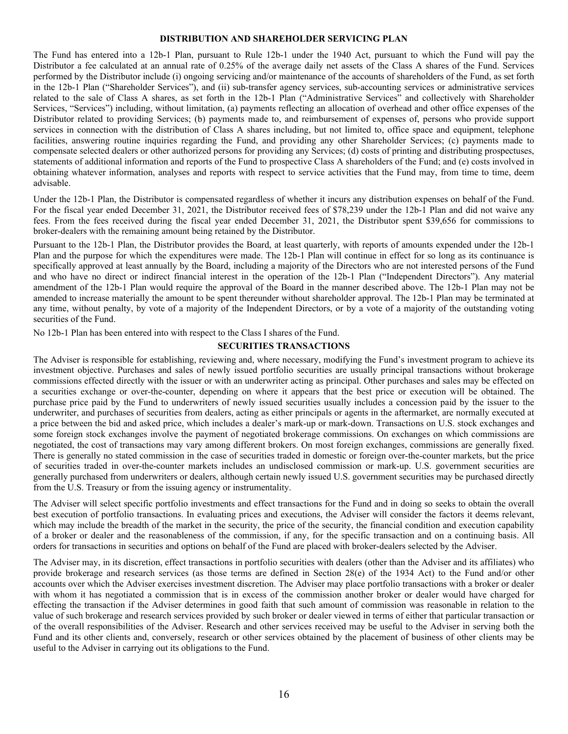## DISTRIBUTION AND SHAREHOLDER SERVICING PLAN

The Fund has entered into a 12b-1 Plan, pursuant to Rule 12b-1 under the 1940 Act, pursuant to which the Fund will pay the Distributor a fee calculated at an annual rate of 0.25% of the average daily net assets of the Class A shares of the Fund. Services performed by the Distributor include (i) ongoing servicing and/or maintenance of the accounts of shareholders of the Fund, as set forth in the 12b-1 Plan ("Shareholder Services"), and (ii) sub-transfer agency services, sub-accounting services or administrative services related to the sale of Class A shares, as set forth in the 12b-1 Plan ("Administrative Services" and collectively with Shareholder Services, "Services") including, without limitation, (a) payments reflecting an allocation of overhead and other office expenses of the Distributor related to providing Services; (b) payments made to, and reimbursement of expenses of, persons who provide support services in connection with the distribution of Class A shares including, but not limited to, office space and equipment, telephone facilities, answering routine inquiries regarding the Fund, and providing any other Shareholder Services; (c) payments made to compensate selected dealers or other authorized persons for providing any Services; (d) costs of printing and distributing prospectuses, statements of additional information and reports of the Fund to prospective Class A shareholders of the Fund; and (e) costs involved in obtaining whatever information, analyses and reports with respect to service activities that the Fund may, from time to time, deem advisable.

Under the 12b-1 Plan, the Distributor is compensated regardless of whether it incurs any distribution expenses on behalf of the Fund. For the fiscal year ended December 31, 2021, the Distributor received fees of $78,239 under the 12b-1 Plan and did not waive any fees. From the fees received during the fiscal year ended December 31, 2021, the Distributor spent $39,656 for commissions to broker-dealers with the remaining amount being retained by the Distributor.

Pursuant to the 12b-1 Plan, the Distributor provides the Board, at least quarterly, with reports of amounts expended under the 12b-1 Plan and the purpose for which the expenditures were made. The 12b-1 Plan will continue in effect for so long as its continuance is specifically approved at least annually by the Board, including a majority of the Directors who are not interested persons of the Fund and who have no direct or indirect financial interest in the operation of the 12b-1 Plan ("Independent Directors"). Any material amendment of the 12b-1 Plan would require the approval of the Board in the manner described above. The 12b-1 Plan may not be amended to increase materially the amount to be spent thereunder without shareholder approval. The 12b-1 Plan may be terminated at any time, without penalty, by vote of a majority of the Independent Directors, or by a vote of a majority of the outstanding voting securities of the Fund.

No 12b-1 Plan has been entered into with respect to the Class I shares of the Fund.

## SECURITIES TRANSACTIONS

The Adviser is responsible for establishing, reviewing and, where necessary, modifying the Fund's investment program to achieve its investment objective. Purchases and sales of newly issued portfolio securities are usually principal transactions without brokerage commissions effected directly with the issuer or with an underwriter acting as principal. Other purchases and sales may be effected on a securities exchange or over-the-counter, depending on where it appears that the best price or execution will be obtained. The purchase price paid by the Fund to underwriters of newly issued securities usually includes a concession paid by the issuer to the underwriter, and purchases of securities from dealers, acting as either principals or agents in the aftermarket, are normally executed at a price between the bid and asked price, which includes a dealer's mark-up or mark-down. Transactions on U.S. stock exchanges and some foreign stock exchanges involve the payment of negotiated brokerage commissions. On exchanges on which commissions are negotiated, the cost of transactions may vary among different brokers. On most foreign exchanges, commissions are generally fixed. There is generally no stated commission in the case of securities traded in domestic or foreign over-the-counter markets, but the price of securities traded in over-the-counter markets includes an undisclosed commission or mark-up. U.S. government securities are generally purchased from underwriters or dealers, although certain newly issued U.S. government securities may be purchased directly from the U.S. Treasury or from the issuing agency or instrumentality.

The Adviser will select specific portfolio investments and effect transactions for the Fund and in doing so seeks to obtain the overall best execution of portfolio transactions. In evaluating prices and executions, the Adviser will consider the factors it deems relevant, which may include the breadth of the market in the security, the price of the security, the financial condition and execution capability of a broker or dealer and the reasonableness of the commission, if any, for the specific transaction and on a continuing basis. All orders for transactions in securities and options on behalf of the Fund are placed with broker-dealers selected by the Adviser.

The Adviser may, in its discretion, effect transactions in portfolio securities with dealers (other than the Adviser and its affiliates) who provide brokerage and research services (as those terms are defined in Section 28(e) of the 1934 Act) to the Fund and/or other accounts over which the Adviser exercises investment discretion. The Adviser may place portfolio transactions with a broker or dealer with whom it has negotiated a commission that is in excess of the commission another broker or dealer would have charged for effecting the transaction if the Adviser determines in good faith that such amount of commission was reasonable in relation to the value of such brokerage and research services provided by such broker or dealer viewed in terms of either that particular transaction or of the overall responsibilities of the Adviser. Research and other services received may be useful to the Adviser in serving both the Fund and its other clients and, conversely, research or other services obtained by the placement of business of other clients may be useful to the Adviser in carrying out its obligations to the Fund.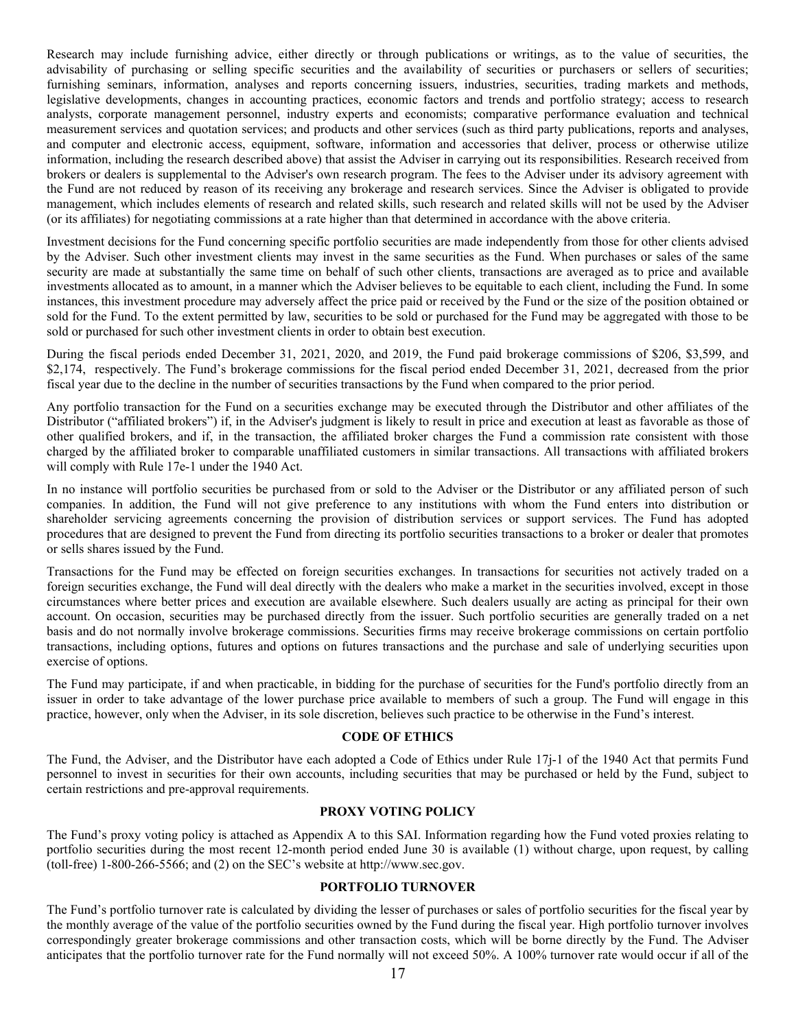Research may include furnishing advice, either directly or through publications or writings, as to the value of securities, the advisability of purchasing or selling specific securities and the availability of securities or purchasers or sellers of securities; furnishing seminars, information, analyses and reports concerning issuers, industries, securities, trading markets and methods, legislative developments, changes in accounting practices, economic factors and trends and portfolio strategy; access to research analysts, corporate management personnel, industry experts and economists; comparative performance evaluation and technical measurement services and quotation services; and products and other services (such as third party publications, reports and analyses, and computer and electronic access, equipment, software, information and accessories that deliver, process or otherwise utilize information, including the research described above) that assist the Adviser in carrying out its responsibilities. Research received from brokers or dealers is supplemental to the Adviser's own research program. The fees to the Adviser under its advisory agreement with the Fund are not reduced by reason of its receiving any brokerage and research services. Since the Adviser is obligated to provide management, which includes elements of research and related skills, such research and related skills will not be used by the Adviser (or its affiliates) for negotiating commissions at a rate higher than that determined in accordance with the above criteria.

Investment decisions for the Fund concerning specific portfolio securities are made independently from those for other clients advised by the Adviser. Such other investment clients may invest in the same securities as the Fund. When purchases or sales of the same security are made at substantially the same time on behalf of such other clients, transactions are averaged as to price and available investments allocated as to amount, in a manner which the Adviser believes to be equitable to each client, including the Fund. In some instances, this investment procedure may adversely affect the price paid or received by the Fund or the size of the position obtained or sold for the Fund. To the extent permitted by law, securities to be sold or purchased for the Fund may be aggregated with those to be sold or purchased for such other investment clients in order to obtain best execution.

During the fiscal periods ended December 31, 2021, 2020, and 2019, the Fund paid brokerage commissions of $206, $3,599, and $2,174, respectively. The Fund's brokerage commissions for the fiscal period ended December 31, 2021, decreased from the prior fiscal year due to the decline in the number of securities transactions by the Fund when compared to the prior period.

Any portfolio transaction for the Fund on a securities exchange may be executed through the Distributor and other affiliates of the Distributor ("affiliated brokers") if, in the Adviser's judgment is likely to result in price and execution at least as favorable as those of other qualified brokers, and if, in the transaction, the affiliated broker charges the Fund a commission rate consistent with those charged by the affiliated broker to comparable unaffiliated customers in similar transactions. All transactions with affiliated brokers will comply with Rule 17e-1 under the 1940 Act.

In no instance will portfolio securities be purchased from or sold to the Adviser or the Distributor or any affiliated person of such companies. In addition, the Fund will not give preference to any institutions with whom the Fund enters into distribution or shareholder servicing agreements concerning the provision of distribution services or support services. The Fund has adopted procedures that are designed to prevent the Fund from directing its portfolio securities transactions to a broker or dealer that promotes or sells shares issued by the Fund.

Transactions for the Fund may be effected on foreign securities exchanges. In transactions for securities not actively traded on a foreign securities exchange, the Fund will deal directly with the dealers who make a market in the securities involved, except in those circumstances where better prices and execution are available elsewhere. Such dealers usually are acting as principal for their own account. On occasion, securities may be purchased directly from the issuer. Such portfolio securities are generally traded on a net basis and do not normally involve brokerage commissions. Securities firms may receive brokerage commissions on certain portfolio transactions, including options, futures and options on futures transactions and the purchase and sale of underlying securities upon exercise of options.

The Fund may participate, if and when practicable, in bidding for the purchase of securities for the Fund's portfolio directly from an issuer in order to take advantage of the lower purchase price available to members of such a group. The Fund will engage in this practice, however, only when the Adviser, in its sole discretion, believes such practice to be otherwise in the Fund's interest.

## CODE OF ETHICS

The Fund, the Adviser, and the Distributor have each adopted a Code of Ethics under Rule 17j-1 of the 1940 Act that permits Fund personnel to invest in securities for their own accounts, including securities that may be purchased or held by the Fund, subject to certain restrictions and pre-approval requirements.

## PROXY VOTING POLICY

The Fund's proxy voting policy is attached as Appendix A to this SAI. Information regarding how the Fund voted proxies relating to portfolio securities during the most recent 12-month period ended June 30 is available (1) without charge, upon request, by calling (toll-free) 1-800-266-5566; and (2) on the SEC's website at http://www.sec.gov.

## PORTFOLIO TURNOVER

The Fund's portfolio turnover rate is calculated by dividing the lesser of purchases or sales of portfolio securities for the fiscal year by the monthly average of the value of the portfolio securities owned by the Fund during the fiscal year. High portfolio turnover involves correspondingly greater brokerage commissions and other transaction costs, which will be borne directly by the Fund. The Adviser anticipates that the portfolio turnover rate for the Fund normally will not exceed 50%. A 100% turnover rate would occur if all of the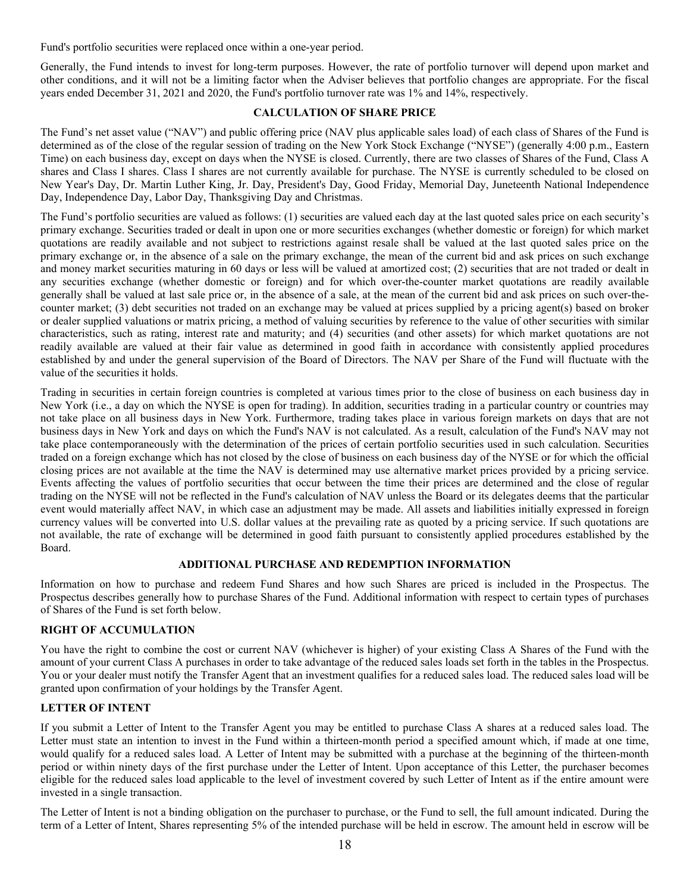Fund's portfolio securities were replaced once within a one-year period.

Generally, the Fund intends to invest for long-term purposes. However, the rate of portfolio turnover will depend upon market and other conditions, and it will not be a limiting factor when the Adviser believes that portfolio changes are appropriate. For the fiscal years ended December 31, 2021 and 2020, the Fund's portfolio turnover rate was 1% and 14%, respectively.

## CALCULATION OF SHARE PRICE

The Fund's net asset value ("NAV") and public offering price (NAV plus applicable sales load) of each class of Shares of the Fund is determined as of the close of the regular session of trading on the New York Stock Exchange ("NYSE") (generally 4:00 p.m., Eastern Time) on each business day, except on days when the NYSE is closed. Currently, there are two classes of Shares of the Fund, Class A shares and Class I shares. Class I shares are not currently available for purchase. The NYSE is currently scheduled to be closed on New Year's Day, Dr. Martin Luther King, Jr. Day, President's Day, Good Friday, Memorial Day, Juneteenth National Independence Day, Independence Day, Labor Day, Thanksgiving Day and Christmas.

The Fund's portfolio securities are valued as follows: (1) securities are valued each day at the last quoted sales price on each security's primary exchange. Securities traded or dealt in upon one or more securities exchanges (whether domestic or foreign) for which market quotations are readily available and not subject to restrictions against resale shall be valued at the last quoted sales price on the primary exchange or, in the absence of a sale on the primary exchange, the mean of the current bid and ask prices on such exchange and money market securities maturing in 60 days or less will be valued at amortized cost; (2) securities that are not traded or dealt in any securities exchange (whether domestic or foreign) and for which over-the-counter market quotations are readily available generally shall be valued at last sale price or, in the absence of a sale, at the mean of the current bid and ask prices on such over-the-counter market; (3) debt securities not traded on an exchange may be valued at prices supplied by a pricing agent(s) based on broker or dealer supplied valuations or matrix pricing, a method of valuing securities by reference to the value of other securities with similar characteristics, such as rating, interest rate and maturity; and (4) securities (and other assets) for which market quotations are not readily available are valued at their fair value as determined in good faith in accordance with consistently applied procedures established by and under the general supervision of the Board of Directors. The NAV per Share of the Fund will fluctuate with the value of the securities it holds.

Trading in securities in certain foreign countries is completed at various times prior to the close of business on each business day in New York (i.e., a day on which the NYSE is open for trading). In addition, securities trading in a particular country or countries may not take place on all business days in New York. Furthermore, trading takes place in various foreign markets on days that are not business days in New York and days on which the Fund's NAV is not calculated. As a result, calculation of the Fund's NAV may not take place contemporaneously with the determination of the prices of certain portfolio securities used in such calculation. Securities traded on a foreign exchange which has not closed by the close of business on each business day of the NYSE or for which the official closing prices are not available at the time the NAV is determined may use alternative market prices provided by a pricing service. Events affecting the values of portfolio securities that occur between the time their prices are determined and the close of regular trading on the NYSE will not be reflected in the Fund's calculation of NAV unless the Board or its delegates deems that the particular event would materially affect NAV, in which case an adjustment may be made. All assets and liabilities initially expressed in foreign currency values will be converted into U.S. dollar values at the prevailing rate as quoted by a pricing service. If such quotations are not available, the rate of exchange will be determined in good faith pursuant to consistently applied procedures established by the Board.

## ADDITIONAL PURCHASE AND REDEMPTION INFORMATION

Information on how to purchase and redeem Fund Shares and how such Shares are priced is included in the Prospectus. The Prospectus describes generally how to purchase Shares of the Fund. Additional information with respect to certain types of purchases of Shares of the Fund is set forth below.

### RIGHT OF ACCUMULATION

You have the right to combine the cost or current NAV (whichever is higher) of your existing Class A Shares of the Fund with the amount of your current Class A purchases in order to take advantage of the reduced sales loads set forth in the tables in the Prospectus. You or your dealer must notify the Transfer Agent that an investment qualifies for a reduced sales load. The reduced sales load will be granted upon confirmation of your holdings by the Transfer Agent.

### LETTER OF INTENT

If you submit a Letter of Intent to the Transfer Agent you may be entitled to purchase Class A shares at a reduced sales load. The Letter must state an intention to invest in the Fund within a thirteen-month period a specified amount which, if made at one time, would qualify for a reduced sales load. A Letter of Intent may be submitted with a purchase at the beginning of the thirteen-month period or within ninety days of the first purchase under the Letter of Intent. Upon acceptance of this Letter, the purchaser becomes eligible for the reduced sales load applicable to the level of investment covered by such Letter of Intent as if the entire amount were invested in a single transaction.

The Letter of Intent is not a binding obligation on the purchaser to purchase, or the Fund to sell, the full amount indicated. During the term of a Letter of Intent, Shares representing 5% of the intended purchase will be held in escrow. The amount held in escrow will be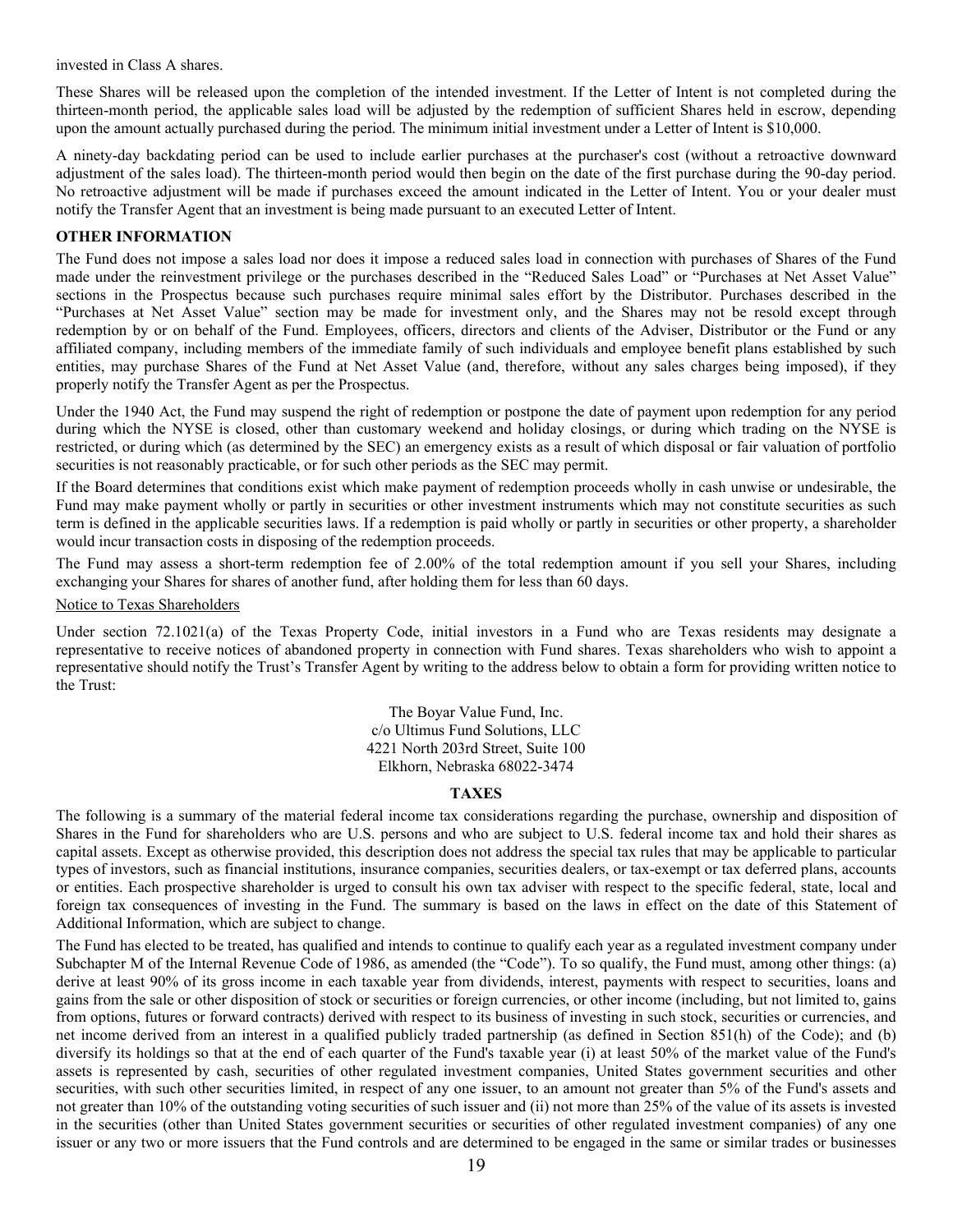invested in Class A shares.

These Shares will be released upon the completion of the intended investment. If the Letter of Intent is not completed during the thirteen-month period, the applicable sales load will be adjusted by the redemption of sufficient Shares held in escrow, depending upon the amount actually purchased during the period. The minimum initial investment under a Letter of Intent is $10,000.

A ninety-day backdating period can be used to include earlier purchases at the purchaser's cost (without a retroactive downward adjustment of the sales load). The thirteen-month period would then begin on the date of the first purchase during the 90-day period. No retroactive adjustment will be made if purchases exceed the amount indicated in the Letter of Intent. You or your dealer must notify the Transfer Agent that an investment is being made pursuant to an executed Letter of Intent.

**OTHER INFORMATION**

The Fund does not impose a sales load nor does it impose a reduced sales load in connection with purchases of Shares of the Fund made under the reinvestment privilege or the purchases described in the "Reduced Sales Load" or "Purchases at Net Asset Value" sections in the Prospectus because such purchases require minimal sales effort by the Distributor. Purchases described in the "Purchases at Net Asset Value" section may be made for investment only, and the Shares may not be resold except through redemption by or on behalf of the Fund. Employees, officers, directors and clients of the Adviser, Distributor or the Fund or any affiliated company, including members of the immediate family of such individuals and employee benefit plans established by such entities, may purchase Shares of the Fund at Net Asset Value (and, therefore, without any sales charges being imposed), if they properly notify the Transfer Agent as per the Prospectus.

Under the 1940 Act, the Fund may suspend the right of redemption or postpone the date of payment upon redemption for any period during which the NYSE is closed, other than customary weekend and holiday closings, or during which trading on the NYSE is restricted, or during which (as determined by the SEC) an emergency exists as a result of which disposal or fair valuation of portfolio securities is not reasonably practicable, or for such other periods as the SEC may permit.

If the Board determines that conditions exist which make payment of redemption proceeds wholly in cash unwise or undesirable, the Fund may make payment wholly or partly in securities or other investment instruments which may not constitute securities as such term is defined in the applicable securities laws. If a redemption is paid wholly or partly in securities or other property, a shareholder would incur transaction costs in disposing of the redemption proceeds.

The Fund may assess a short-term redemption fee of 2.00% of the total redemption amount if you sell your Shares, including exchanging your Shares for shares of another fund, after holding them for less than 60 days.

Notice to Texas Shareholders

Under section 72.1021(a) of the Texas Property Code, initial investors in a Fund who are Texas residents may designate a representative to receive notices of abandoned property in connection with Fund shares. Texas shareholders who wish to appoint a representative should notify the Trust's Transfer Agent by writing to the address below to obtain a form for providing written notice to the Trust:

The Boyar Value Fund, Inc.
c/o Ultimus Fund Solutions, LLC
4221 North 203rd Street, Suite 100
Elkhorn, Nebraska 68022-3474

## TAXES

The following is a summary of the material federal income tax considerations regarding the purchase, ownership and disposition of Shares in the Fund for shareholders who are U.S. persons and who are subject to U.S. federal income tax and hold their shares as capital assets. Except as otherwise provided, this description does not address the special tax rules that may be applicable to particular types of investors, such as financial institutions, insurance companies, securities dealers, or tax-exempt or tax deferred plans, accounts or entities. Each prospective shareholder is urged to consult his own tax adviser with respect to the specific federal, state, local and foreign tax consequences of investing in the Fund. The summary is based on the laws in effect on the date of this Statement of Additional Information, which are subject to change.

The Fund has elected to be treated, has qualified and intends to continue to qualify each year as a regulated investment company under Subchapter M of the Internal Revenue Code of 1986, as amended (the "Code"). To so qualify, the Fund must, among other things: (a) derive at least 90% of its gross income in each taxable year from dividends, interest, payments with respect to securities, loans and gains from the sale or other disposition of stock or securities or foreign currencies, or other income (including, but not limited to, gains from options, futures or forward contracts) derived with respect to its business of investing in such stock, securities or currencies, and net income derived from an interest in a qualified publicly traded partnership (as defined in Section 851(h) of the Code); and (b) diversify its holdings so that at the end of each quarter of the Fund's taxable year (i) at least 50% of the market value of the Fund's assets is represented by cash, securities of other regulated investment companies, United States government securities and other securities, with such other securities limited, in respect of any one issuer, to an amount not greater than 5% of the Fund's assets and not greater than 10% of the outstanding voting securities of such issuer and (ii) not more than 25% of the value of its assets is invested in the securities (other than United States government securities or securities of other regulated investment companies) of any one issuer or any two or more issuers that the Fund controls and are determined to be engaged in the same or similar trades or businesses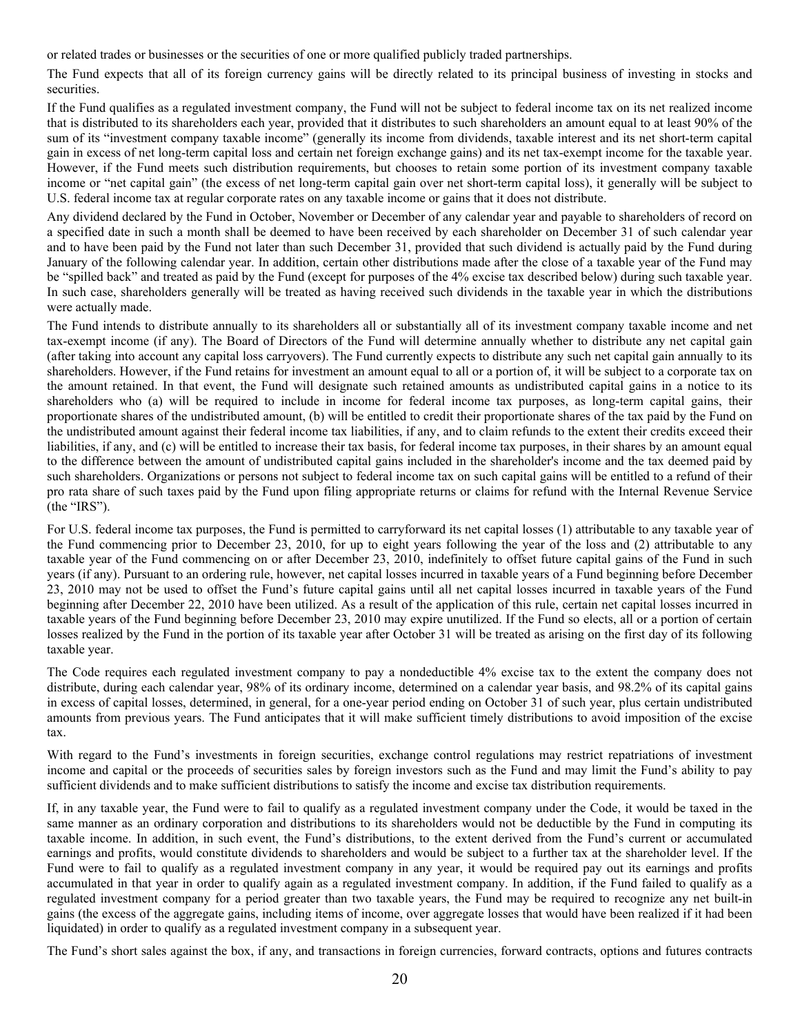or related trades or businesses or the securities of one or more qualified publicly traded partnerships.

The Fund expects that all of its foreign currency gains will be directly related to its principal business of investing in stocks and securities.

If the Fund qualifies as a regulated investment company, the Fund will not be subject to federal income tax on its net realized income that is distributed to its shareholders each year, provided that it distributes to such shareholders an amount equal to at least 90% of the sum of its "investment company taxable income" (generally its income from dividends, taxable interest and its net short-term capital gain in excess of net long-term capital loss and certain net foreign exchange gains) and its net tax-exempt income for the taxable year. However, if the Fund meets such distribution requirements, but chooses to retain some portion of its investment company taxable income or "net capital gain" (the excess of net long-term capital gain over net short-term capital loss), it generally will be subject to U.S. federal income tax at regular corporate rates on any taxable income or gains that it does not distribute.

Any dividend declared by the Fund in October, November or December of any calendar year and payable to shareholders of record on a specified date in such a month shall be deemed to have been received by each shareholder on December 31 of such calendar year and to have been paid by the Fund not later than such December 31, provided that such dividend is actually paid by the Fund during January of the following calendar year. In addition, certain other distributions made after the close of a taxable year of the Fund may be "spilled back" and treated as paid by the Fund (except for purposes of the 4% excise tax described below) during such taxable year. In such case, shareholders generally will be treated as having received such dividends in the taxable year in which the distributions were actually made.

The Fund intends to distribute annually to its shareholders all or substantially all of its investment company taxable income and net tax-exempt income (if any). The Board of Directors of the Fund will determine annually whether to distribute any net capital gain (after taking into account any capital loss carryovers). The Fund currently expects to distribute any such net capital gain annually to its shareholders. However, if the Fund retains for investment an amount equal to all or a portion of, it will be subject to a corporate tax on the amount retained. In that event, the Fund will designate such retained amounts as undistributed capital gains in a notice to its shareholders who (a) will be required to include in income for federal income tax purposes, as long-term capital gains, their proportionate shares of the undistributed amount, (b) will be entitled to credit their proportionate shares of the tax paid by the Fund on the undistributed amount against their federal income tax liabilities, if any, and to claim refunds to the extent their credits exceed their liabilities, if any, and (c) will be entitled to increase their tax basis, for federal income tax purposes, in their shares by an amount equal to the difference between the amount of undistributed capital gains included in the shareholder's income and the tax deemed paid by such shareholders. Organizations or persons not subject to federal income tax on such capital gains will be entitled to a refund of their pro rata share of such taxes paid by the Fund upon filing appropriate returns or claims for refund with the Internal Revenue Service (the "IRS").

For U.S. federal income tax purposes, the Fund is permitted to carryforward its net capital losses (1) attributable to any taxable year of the Fund commencing prior to December 23, 2010, for up to eight years following the year of the loss and (2) attributable to any taxable year of the Fund commencing on or after December 23, 2010, indefinitely to offset future capital gains of the Fund in such years (if any). Pursuant to an ordering rule, however, net capital losses incurred in taxable years of a Fund beginning before December 23, 2010 may not be used to offset the Fund's future capital gains until all net capital losses incurred in taxable years of the Fund beginning after December 22, 2010 have been utilized. As a result of the application of this rule, certain net capital losses incurred in taxable years of the Fund beginning before December 23, 2010 may expire unutilized. If the Fund so elects, all or a portion of certain losses realized by the Fund in the portion of its taxable year after October 31 will be treated as arising on the first day of its following taxable year.

The Code requires each regulated investment company to pay a nondeductible 4% excise tax to the extent the company does not distribute, during each calendar year, 98% of its ordinary income, determined on a calendar year basis, and 98.2% of its capital gains in excess of capital losses, determined, in general, for a one-year period ending on October 31 of such year, plus certain undistributed amounts from previous years. The Fund anticipates that it will make sufficient timely distributions to avoid imposition of the excise tax.

With regard to the Fund's investments in foreign securities, exchange control regulations may restrict repatriations of investment income and capital or the proceeds of securities sales by foreign investors such as the Fund and may limit the Fund's ability to pay sufficient dividends and to make sufficient distributions to satisfy the income and excise tax distribution requirements.

If, in any taxable year, the Fund were to fail to qualify as a regulated investment company under the Code, it would be taxed in the same manner as an ordinary corporation and distributions to its shareholders would not be deductible by the Fund in computing its taxable income. In addition, in such event, the Fund's distributions, to the extent derived from the Fund's current or accumulated earnings and profits, would constitute dividends to shareholders and would be subject to a further tax at the shareholder level. If the Fund were to fail to qualify as a regulated investment company in any year, it would be required pay out its earnings and profits accumulated in that year in order to qualify again as a regulated investment company. In addition, if the Fund failed to qualify as a regulated investment company for a period greater than two taxable years, the Fund may be required to recognize any net built-in gains (the excess of the aggregate gains, including items of income, over aggregate losses that would have been realized if it had been liquidated) in order to qualify as a regulated investment company in a subsequent year.

The Fund's short sales against the box, if any, and transactions in foreign currencies, forward contracts, options and futures contracts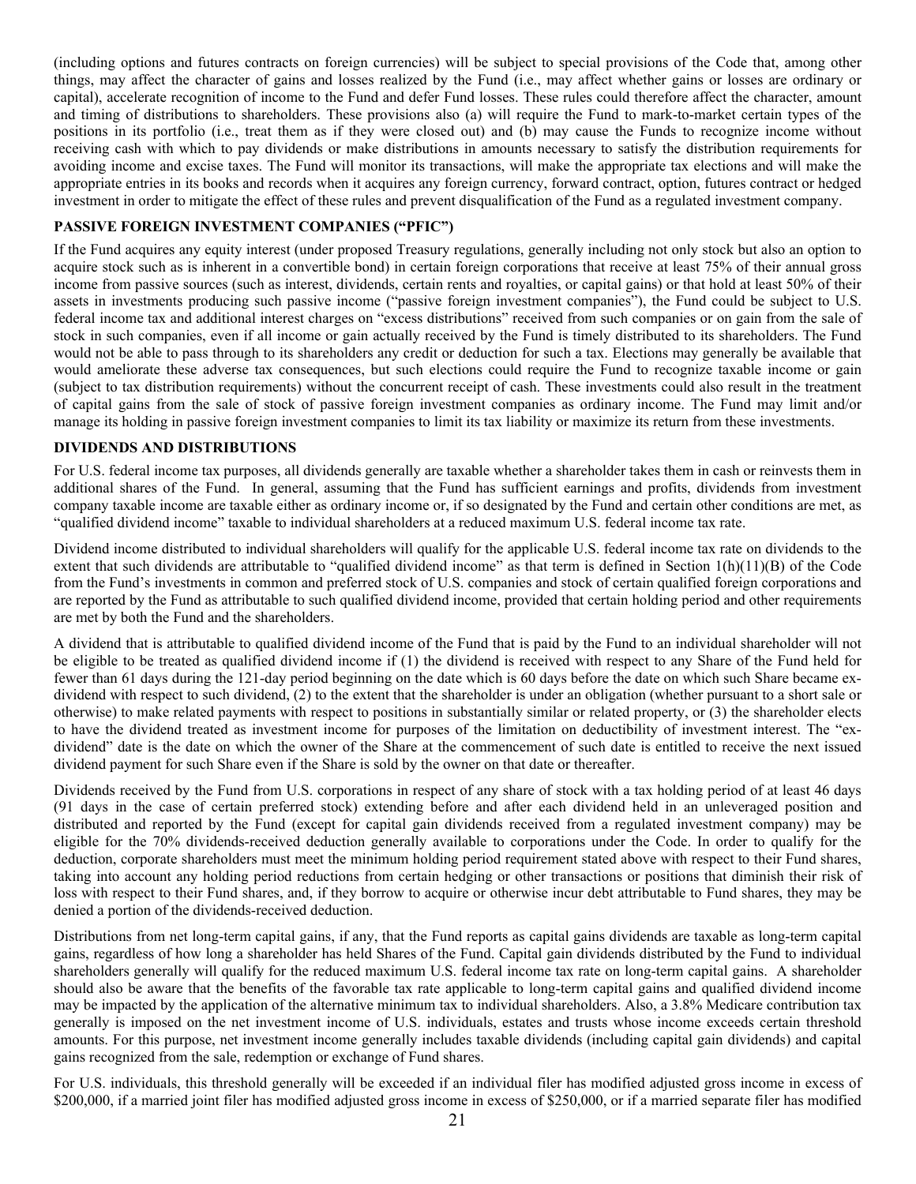(including options and futures contracts on foreign currencies) will be subject to special provisions of the Code that, among other things, may affect the character of gains and losses realized by the Fund (i.e., may affect whether gains or losses are ordinary or capital), accelerate recognition of income to the Fund and defer Fund losses. These rules could therefore affect the character, amount and timing of distributions to shareholders. These provisions also (a) will require the Fund to mark-to-market certain types of the positions in its portfolio (i.e., treat them as if they were closed out) and (b) may cause the Funds to recognize income without receiving cash with which to pay dividends or make distributions in amounts necessary to satisfy the distribution requirements for avoiding income and excise taxes. The Fund will monitor its transactions, will make the appropriate tax elections and will make the appropriate entries in its books and records when it acquires any foreign currency, forward contract, option, futures contract or hedged investment in order to mitigate the effect of these rules and prevent disqualification of the Fund as a regulated investment company.

**PASSIVE FOREIGN INVESTMENT COMPANIES ("PFIC")**

If the Fund acquires any equity interest (under proposed Treasury regulations, generally including not only stock but also an option to acquire stock such as is inherent in a convertible bond) in certain foreign corporations that receive at least 75% of their annual gross income from passive sources (such as interest, dividends, certain rents and royalties, or capital gains) or that hold at least 50% of their assets in investments producing such passive income ("passive foreign investment companies"), the Fund could be subject to U.S. federal income tax and additional interest charges on "excess distributions" received from such companies or on gain from the sale of stock in such companies, even if all income or gain actually received by the Fund is timely distributed to its shareholders. The Fund would not be able to pass through to its shareholders any credit or deduction for such a tax. Elections may generally be available that would ameliorate these adverse tax consequences, but such elections could require the Fund to recognize taxable income or gain (subject to tax distribution requirements) without the concurrent receipt of cash. These investments could also result in the treatment of capital gains from the sale of stock of passive foreign investment companies as ordinary income. The Fund may limit and/or manage its holding in passive foreign investment companies to limit its tax liability or maximize its return from these investments.

**DIVIDENDS AND DISTRIBUTIONS**

For U.S. federal income tax purposes, all dividends generally are taxable whether a shareholder takes them in cash or reinvests them in additional shares of the Fund. In general, assuming that the Fund has sufficient earnings and profits, dividends from investment company taxable income are taxable either as ordinary income or, if so designated by the Fund and certain other conditions are met, as "qualified dividend income" taxable to individual shareholders at a reduced maximum U.S. federal income tax rate.

Dividend income distributed to individual shareholders will qualify for the applicable U.S. federal income tax rate on dividends to the extent that such dividends are attributable to "qualified dividend income" as that term is defined in Section 1(h)(11)(B) of the Code from the Fund's investments in common and preferred stock of U.S. companies and stock of certain qualified foreign corporations and are reported by the Fund as attributable to such qualified dividend income, provided that certain holding period and other requirements are met by both the Fund and the shareholders.

A dividend that is attributable to qualified dividend income of the Fund that is paid by the Fund to an individual shareholder will not be eligible to be treated as qualified dividend income if (1) the dividend is received with respect to any Share of the Fund held for fewer than 61 days during the 121-day period beginning on the date which is 60 days before the date on which such Share became ex-dividend with respect to such dividend, (2) to the extent that the shareholder is under an obligation (whether pursuant to a short sale or otherwise) to make related payments with respect to positions in substantially similar or related property, or (3) the shareholder elects to have the dividend treated as investment income for purposes of the limitation on deductibility of investment interest. The "ex-dividend" date is the date on which the owner of the Share at the commencement of such date is entitled to receive the next issued dividend payment for such Share even if the Share is sold by the owner on that date or thereafter.

Dividends received by the Fund from U.S. corporations in respect of any share of stock with a tax holding period of at least 46 days (91 days in the case of certain preferred stock) extending before and after each dividend held in an unleveraged position and distributed and reported by the Fund (except for capital gain dividends received from a regulated investment company) may be eligible for the 70% dividends-received deduction generally available to corporations under the Code. In order to qualify for the deduction, corporate shareholders must meet the minimum holding period requirement stated above with respect to their Fund shares, taking into account any holding period reductions from certain hedging or other transactions or positions that diminish their risk of loss with respect to their Fund shares, and, if they borrow to acquire or otherwise incur debt attributable to Fund shares, they may be denied a portion of the dividends-received deduction.

Distributions from net long-term capital gains, if any, that the Fund reports as capital gains dividends are taxable as long-term capital gains, regardless of how long a shareholder has held Shares of the Fund. Capital gain dividends distributed by the Fund to individual shareholders generally will qualify for the reduced maximum U.S. federal income tax rate on long-term capital gains. A shareholder should also be aware that the benefits of the favorable tax rate applicable to long-term capital gains and qualified dividend income may be impacted by the application of the alternative minimum tax to individual shareholders. Also, a 3.8% Medicare contribution tax generally is imposed on the net investment income of U.S. individuals, estates and trusts whose income exceeds certain threshold amounts. For this purpose, net investment income generally includes taxable dividends (including capital gain dividends) and capital gains recognized from the sale, redemption or exchange of Fund shares.

For U.S. individuals, this threshold generally will be exceeded if an individual filer has modified adjusted gross income in excess of $200,000, if a married joint filer has modified adjusted gross income in excess of $250,000, or if a married separate filer has modified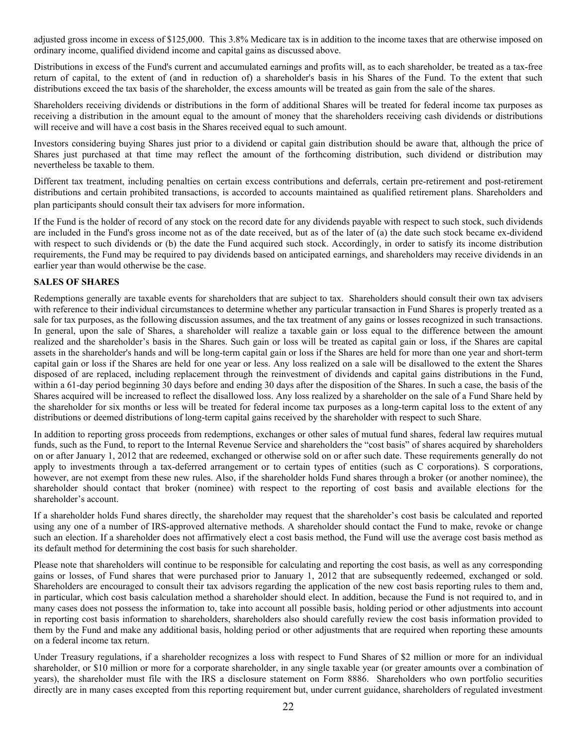adjusted gross income in excess of $125,000. This 3.8% Medicare tax is in addition to the income taxes that are otherwise imposed on ordinary income, qualified dividend income and capital gains as discussed above.

Distributions in excess of the Fund's current and accumulated earnings and profits will, as to each shareholder, be treated as a tax-free return of capital, to the extent of (and in reduction of) a shareholder's basis in his Shares of the Fund. To the extent that such distributions exceed the tax basis of the shareholder, the excess amounts will be treated as gain from the sale of the shares.

Shareholders receiving dividends or distributions in the form of additional Shares will be treated for federal income tax purposes as receiving a distribution in the amount equal to the amount of money that the shareholders receiving cash dividends or distributions will receive and will have a cost basis in the Shares received equal to such amount.

Investors considering buying Shares just prior to a dividend or capital gain distribution should be aware that, although the price of Shares just purchased at that time may reflect the amount of the forthcoming distribution, such dividend or distribution may nevertheless be taxable to them.

Different tax treatment, including penalties on certain excess contributions and deferrals, certain pre-retirement and post-retirement distributions and certain prohibited transactions, is accorded to accounts maintained as qualified retirement plans. Shareholders and plan participants should consult their tax advisers for more information.

If the Fund is the holder of record of any stock on the record date for any dividends payable with respect to such stock, such dividends are included in the Fund's gross income not as of the date received, but as of the later of (a) the date such stock became ex-dividend with respect to such dividends or (b) the date the Fund acquired such stock. Accordingly, in order to satisfy its income distribution requirements, the Fund may be required to pay dividends based on anticipated earnings, and shareholders may receive dividends in an earlier year than would otherwise be the case.

**SALES OF SHARES**

Redemptions generally are taxable events for shareholders that are subject to tax. Shareholders should consult their own tax advisers with reference to their individual circumstances to determine whether any particular transaction in Fund Shares is properly treated as a sale for tax purposes, as the following discussion assumes, and the tax treatment of any gains or losses recognized in such transactions. In general, upon the sale of Shares, a shareholder will realize a taxable gain or loss equal to the difference between the amount realized and the shareholder's basis in the Shares. Such gain or loss will be treated as capital gain or loss, if the Shares are capital assets in the shareholder's hands and will be long-term capital gain or loss if the Shares are held for more than one year and short-term capital gain or loss if the Shares are held for one year or less. Any loss realized on a sale will be disallowed to the extent the Shares disposed of are replaced, including replacement through the reinvestment of dividends and capital gains distributions in the Fund, within a 61-day period beginning 30 days before and ending 30 days after the disposition of the Shares. In such a case, the basis of the Shares acquired will be increased to reflect the disallowed loss. Any loss realized by a shareholder on the sale of a Fund Share held by the shareholder for six months or less will be treated for federal income tax purposes as a long-term capital loss to the extent of any distributions or deemed distributions of long-term capital gains received by the shareholder with respect to such Share.

In addition to reporting gross proceeds from redemptions, exchanges or other sales of mutual fund shares, federal law requires mutual funds, such as the Fund, to report to the Internal Revenue Service and shareholders the "cost basis" of shares acquired by shareholders on or after January 1, 2012 that are redeemed, exchanged or otherwise sold on or after such date. These requirements generally do not apply to investments through a tax-deferred arrangement or to certain types of entities (such as C corporations). S corporations, however, are not exempt from these new rules. Also, if the shareholder holds Fund shares through a broker (or another nominee), the shareholder should contact that broker (nominee) with respect to the reporting of cost basis and available elections for the shareholder's account.

If a shareholder holds Fund shares directly, the shareholder may request that the shareholder's cost basis be calculated and reported using any one of a number of IRS-approved alternative methods. A shareholder should contact the Fund to make, revoke or change such an election. If a shareholder does not affirmatively elect a cost basis method, the Fund will use the average cost basis method as its default method for determining the cost basis for such shareholder.

Please note that shareholders will continue to be responsible for calculating and reporting the cost basis, as well as any corresponding gains or losses, of Fund shares that were purchased prior to January 1, 2012 that are subsequently redeemed, exchanged or sold. Shareholders are encouraged to consult their tax advisors regarding the application of the new cost basis reporting rules to them and, in particular, which cost basis calculation method a shareholder should elect. In addition, because the Fund is not required to, and in many cases does not possess the information to, take into account all possible basis, holding period or other adjustments into account in reporting cost basis information to shareholders, shareholders also should carefully review the cost basis information provided to them by the Fund and make any additional basis, holding period or other adjustments that are required when reporting these amounts on a federal income tax return.

Under Treasury regulations, if a shareholder recognizes a loss with respect to Fund Shares of $2 million or more for an individual shareholder, or $10 million or more for a corporate shareholder, in any single taxable year (or greater amounts over a combination of years), the shareholder must file with the IRS a disclosure statement on Form 8886. Shareholders who own portfolio securities directly are in many cases excepted from this reporting requirement but, under current guidance, shareholders of regulated investment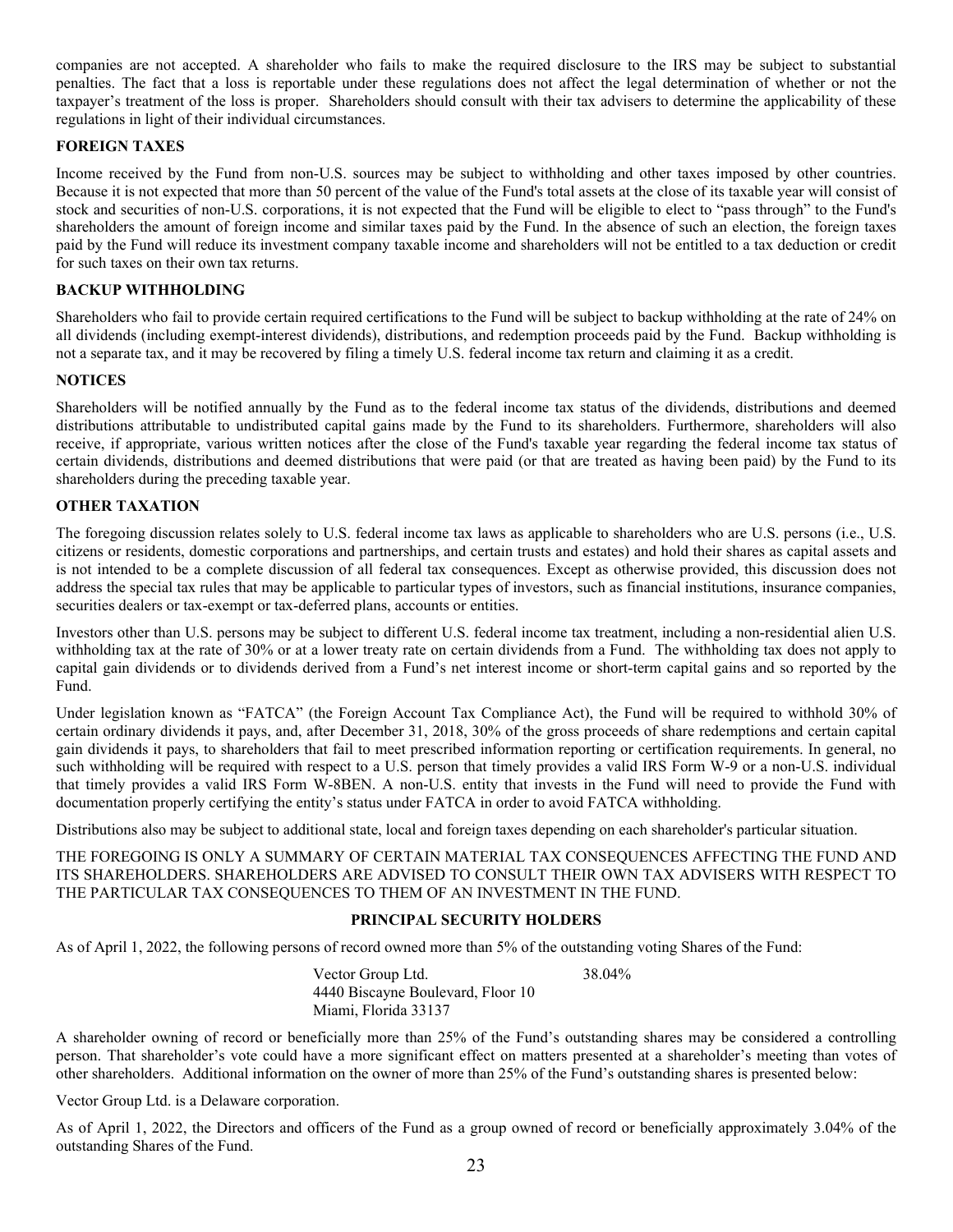companies are not accepted. A shareholder who fails to make the required disclosure to the IRS may be subject to substantial penalties. The fact that a loss is reportable under these regulations does not affect the legal determination of whether or not the taxpayer's treatment of the loss is proper. Shareholders should consult with their tax advisers to determine the applicability of these regulations in light of their individual circumstances.

## FOREIGN TAXES

Income received by the Fund from non-U.S. sources may be subject to withholding and other taxes imposed by other countries. Because it is not expected that more than 50 percent of the value of the Fund's total assets at the close of its taxable year will consist of stock and securities of non-U.S. corporations, it is not expected that the Fund will be eligible to elect to "pass through" to the Fund's shareholders the amount of foreign income and similar taxes paid by the Fund. In the absence of such an election, the foreign taxes paid by the Fund will reduce its investment company taxable income and shareholders will not be entitled to a tax deduction or credit for such taxes on their own tax returns.

## BACKUP WITHHOLDING

Shareholders who fail to provide certain required certifications to the Fund will be subject to backup withholding at the rate of 24% on all dividends (including exempt-interest dividends), distributions, and redemption proceeds paid by the Fund. Backup withholding is not a separate tax, and it may be recovered by filing a timely U.S. federal income tax return and claiming it as a credit.

## NOTICES

Shareholders will be notified annually by the Fund as to the federal income tax status of the dividends, distributions and deemed distributions attributable to undistributed capital gains made by the Fund to its shareholders. Furthermore, shareholders will also receive, if appropriate, various written notices after the close of the Fund's taxable year regarding the federal income tax status of certain dividends, distributions and deemed distributions that were paid (or that are treated as having been paid) by the Fund to its shareholders during the preceding taxable year.

## OTHER TAXATION

The foregoing discussion relates solely to U.S. federal income tax laws as applicable to shareholders who are U.S. persons (i.e., U.S. citizens or residents, domestic corporations and partnerships, and certain trusts and estates) and hold their shares as capital assets and is not intended to be a complete discussion of all federal tax consequences. Except as otherwise provided, this discussion does not address the special tax rules that may be applicable to particular types of investors, such as financial institutions, insurance companies, securities dealers or tax-exempt or tax-deferred plans, accounts or entities.

Investors other than U.S. persons may be subject to different U.S. federal income tax treatment, including a non-residential alien U.S. withholding tax at the rate of 30% or at a lower treaty rate on certain dividends from a Fund. The withholding tax does not apply to capital gain dividends or to dividends derived from a Fund's net interest income or short-term capital gains and so reported by the Fund.

Under legislation known as "FATCA" (the Foreign Account Tax Compliance Act), the Fund will be required to withhold 30% of certain ordinary dividends it pays, and, after December 31, 2018, 30% of the gross proceeds of share redemptions and certain capital gain dividends it pays, to shareholders that fail to meet prescribed information reporting or certification requirements. In general, no such withholding will be required with respect to a U.S. person that timely provides a valid IRS Form W-9 or a non-U.S. individual that timely provides a valid IRS Form W-8BEN. A non-U.S. entity that invests in the Fund will need to provide the Fund with documentation properly certifying the entity's status under FATCA in order to avoid FATCA withholding.

Distributions also may be subject to additional state, local and foreign taxes depending on each shareholder's particular situation.

THE FOREGOING IS ONLY A SUMMARY OF CERTAIN MATERIAL TAX CONSEQUENCES AFFECTING THE FUND AND ITS SHAREHOLDERS. SHAREHOLDERS ARE ADVISED TO CONSULT THEIR OWN TAX ADVISERS WITH RESPECT TO THE PARTICULAR TAX CONSEQUENCES TO THEM OF AN INVESTMENT IN THE FUND.

## PRINCIPAL SECURITY HOLDERS

As of April 1, 2022, the following persons of record owned more than 5% of the outstanding voting Shares of the Fund:

| | |
|---|---|
| Vector Group Ltd.<br>4440 Biscayne Boulevard, Floor 10<br>Miami, Florida 33137 | 38.04% |

A shareholder owning of record or beneficially more than 25% of the Fund's outstanding shares may be considered a controlling person. That shareholder's vote could have a more significant effect on matters presented at a shareholder's meeting than votes of other shareholders. Additional information on the owner of more than 25% of the Fund's outstanding shares is presented below:

Vector Group Ltd. is a Delaware corporation.

As of April 1, 2022, the Directors and officers of the Fund as a group owned of record or beneficially approximately 3.04% of the outstanding Shares of the Fund.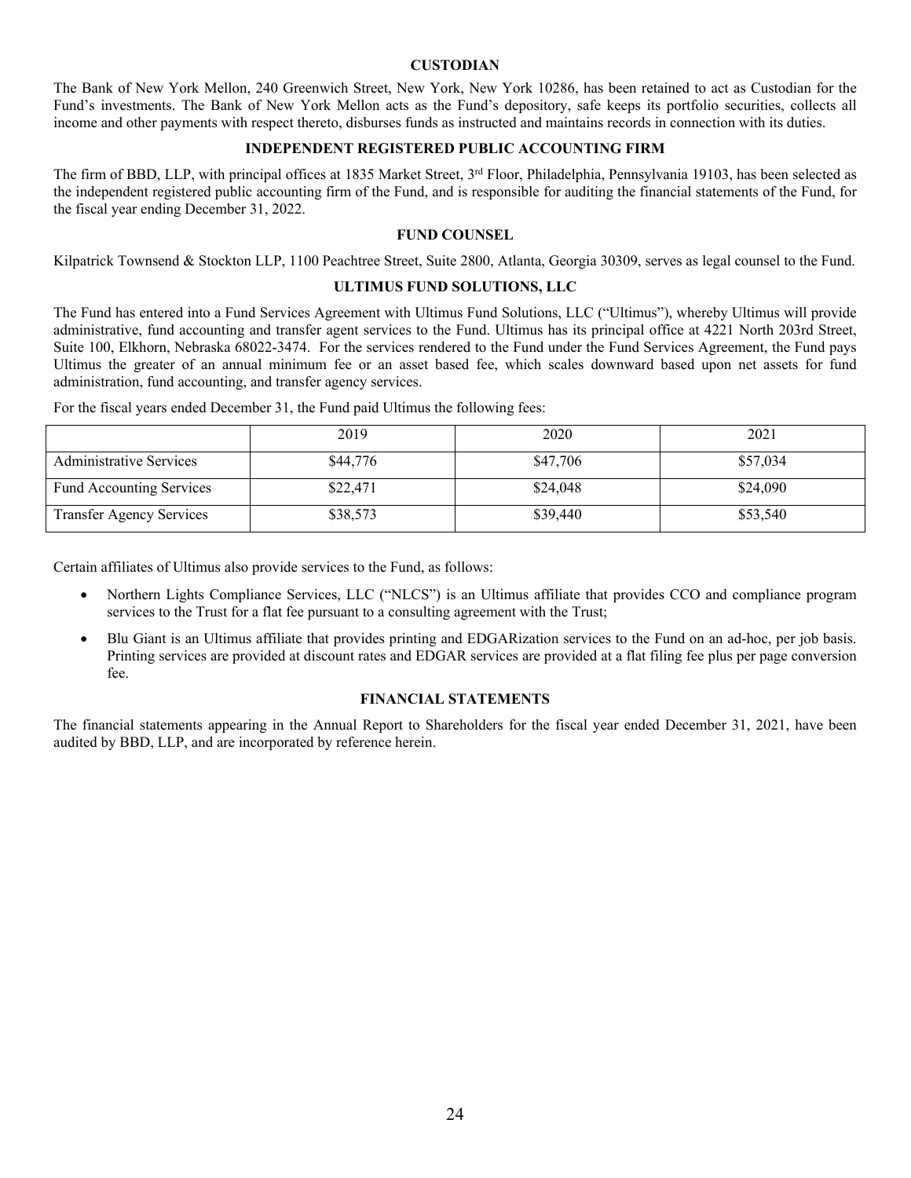## CUSTODIAN

The Bank of New York Mellon, 240 Greenwich Street, New York, New York 10286, has been retained to act as Custodian for the Fund's investments. The Bank of New York Mellon acts as the Fund's depository, safe keeps its portfolio securities, collects all income and other payments with respect thereto, disburses funds as instructed and maintains records in connection with its duties.

## INDEPENDENT REGISTERED PUBLIC ACCOUNTING FIRM

The firm of BBD, LLP, with principal offices at 1835 Market Street, 3rd Floor, Philadelphia, Pennsylvania 19103, has been selected as the independent registered public accounting firm of the Fund, and is responsible for auditing the financial statements of the Fund, for the fiscal year ending December 31, 2022.

## FUND COUNSEL

Kilpatrick Townsend & Stockton LLP, 1100 Peachtree Street, Suite 2800, Atlanta, Georgia 30309, serves as legal counsel to the Fund.

## ULTIMUS FUND SOLUTIONS, LLC

The Fund has entered into a Fund Services Agreement with Ultimus Fund Solutions, LLC ("Ultimus"), whereby Ultimus will provide administrative, fund accounting and transfer agent services to the Fund. Ultimus has its principal office at 4221 North 203rd Street, Suite 100, Elkhorn, Nebraska 68022-3474. For the services rendered to the Fund under the Fund Services Agreement, the Fund pays Ultimus the greater of an annual minimum fee or an asset based fee, which scales downward based upon net assets for fund administration, fund accounting, and transfer agency services.

For the fiscal years ended December 31, the Fund paid Ultimus the following fees:

| | 2019 | 2020 | 2021 |
|---|---|---|---|
| Administrative Services | $44,776 | $47,706 | $57,034 |
| Fund Accounting Services | $22,471 | $24,048 | $24,090 |
| Transfer Agency Services | $38,573 | $39,440 | $53,540 |

Certain affiliates of Ultimus also provide services to the Fund, as follows:

- Northern Lights Compliance Services, LLC ("NLCS") is an Ultimus affiliate that provides CCO and compliance program services to the Trust for a flat fee pursuant to a consulting agreement with the Trust;
- Blu Giant is an Ultimus affiliate that provides printing and EDGARization services to the Fund on an ad-hoc, per job basis. Printing services are provided at discount rates and EDGAR services are provided at a flat filing fee plus per page conversion fee.

## FINANCIAL STATEMENTS

The financial statements appearing in the Annual Report to Shareholders for the fiscal year ended December 31, 2021, have been audited by BBD, LLP, and are incorporated by reference herein.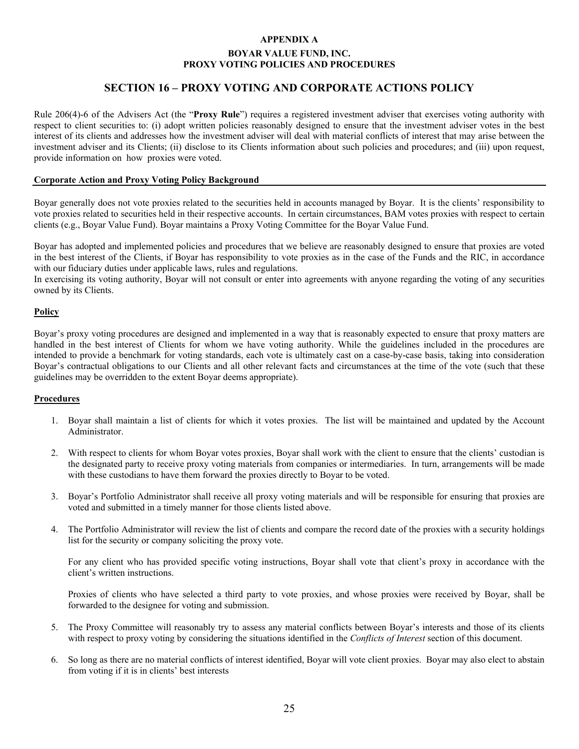**APPENDIX A**

**BOYAR VALUE FUND, INC.**
**PROXY VOTING POLICIES AND PROCEDURES**

## SECTION 16 – PROXY VOTING AND CORPORATE ACTIONS POLICY

Rule 206(4)-6 of the Advisers Act (the "**Proxy Rule**") requires a registered investment adviser that exercises voting authority with respect to client securities to: (i) adopt written policies reasonably designed to ensure that the investment adviser votes in the best interest of its clients and addresses how the investment adviser will deal with material conflicts of interest that may arise between the investment adviser and its Clients; (ii) disclose to its Clients information about such policies and procedures; and (iii) upon request, provide information on how proxies were voted.

### Corporate Action and Proxy Voting Policy Background

Boyar generally does not vote proxies related to the securities held in accounts managed by Boyar. It is the clients' responsibility to vote proxies related to securities held in their respective accounts. In certain circumstances, BAM votes proxies with respect to certain clients (e.g., Boyar Value Fund). Boyar maintains a Proxy Voting Committee for the Boyar Value Fund.

Boyar has adopted and implemented policies and procedures that we believe are reasonably designed to ensure that proxies are voted in the best interest of the Clients, if Boyar has responsibility to vote proxies as in the case of the Funds and the RIC, in accordance with our fiduciary duties under applicable laws, rules and regulations.
In exercising its voting authority, Boyar will not consult or enter into agreements with anyone regarding the voting of any securities owned by its Clients.

### Policy

Boyar's proxy voting procedures are designed and implemented in a way that is reasonably expected to ensure that proxy matters are handled in the best interest of Clients for whom we have voting authority. While the guidelines included in the procedures are intended to provide a benchmark for voting standards, each vote is ultimately cast on a case-by-case basis, taking into consideration Boyar's contractual obligations to our Clients and all other relevant facts and circumstances at the time of the vote (such that these guidelines may be overridden to the extent Boyar deems appropriate).

### Procedures

1. Boyar shall maintain a list of clients for which it votes proxies. The list will be maintained and updated by the Account Administrator.

2. With respect to clients for whom Boyar votes proxies, Boyar shall work with the client to ensure that the clients' custodian is the designated party to receive proxy voting materials from companies or intermediaries. In turn, arrangements will be made with these custodians to have them forward the proxies directly to Boyar to be voted.

3. Boyar's Portfolio Administrator shall receive all proxy voting materials and will be responsible for ensuring that proxies are voted and submitted in a timely manner for those clients listed above.

4. The Portfolio Administrator will review the list of clients and compare the record date of the proxies with a security holdings list for the security or company soliciting the proxy vote.

   For any client who has provided specific voting instructions, Boyar shall vote that client's proxy in accordance with the client's written instructions.

   Proxies of clients who have selected a third party to vote proxies, and whose proxies were received by Boyar, shall be forwarded to the designee for voting and submission.

5. The Proxy Committee will reasonably try to assess any material conflicts between Boyar's interests and those of its clients with respect to proxy voting by considering the situations identified in the *Conflicts of Interest* section of this document.

6. So long as there are no material conflicts of interest identified, Boyar will vote client proxies. Boyar may also elect to abstain from voting if it is in clients' best interests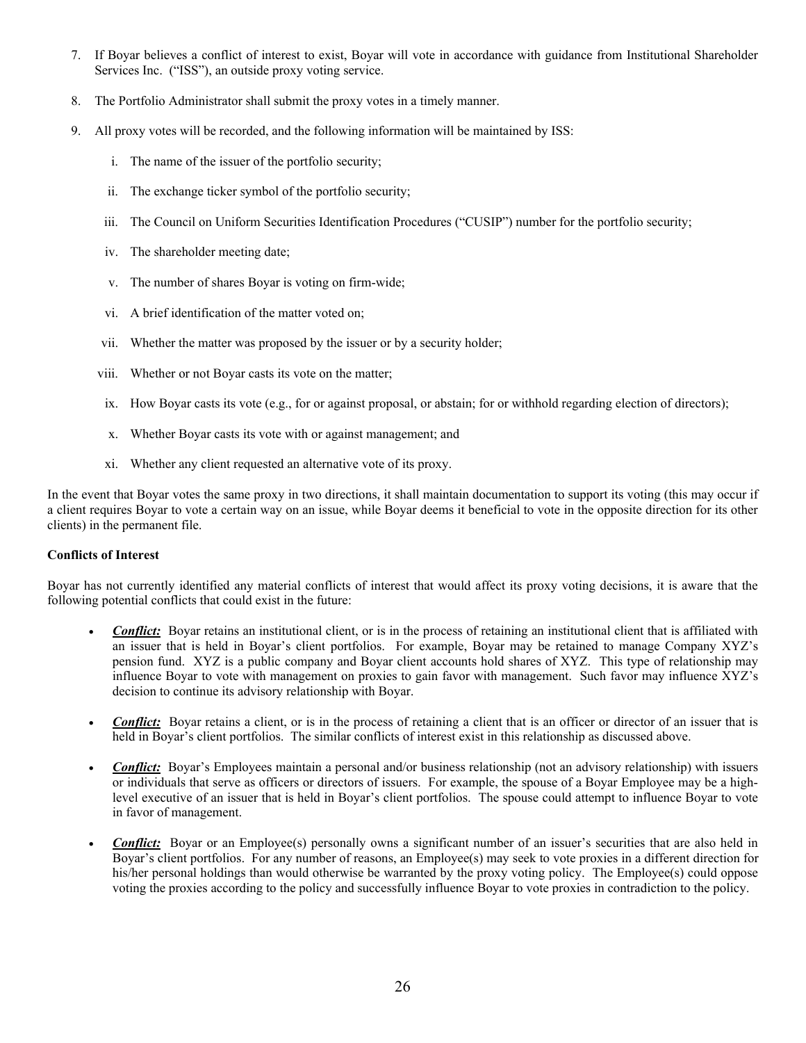7. If Boyar believes a conflict of interest to exist, Boyar will vote in accordance with guidance from Institutional Shareholder Services Inc. ("ISS"), an outside proxy voting service.

8. The Portfolio Administrator shall submit the proxy votes in a timely manner.

9. All proxy votes will be recorded, and the following information will be maintained by ISS:

   i. The name of the issuer of the portfolio security;

   ii. The exchange ticker symbol of the portfolio security;

   iii. The Council on Uniform Securities Identification Procedures ("CUSIP") number for the portfolio security;

   iv. The shareholder meeting date;

   v. The number of shares Boyar is voting on firm-wide;

   vi. A brief identification of the matter voted on;

   vii. Whether the matter was proposed by the issuer or by a security holder;

   viii. Whether or not Boyar casts its vote on the matter;

   ix. How Boyar casts its vote (e.g., for or against proposal, or abstain; for or withhold regarding election of directors);

   x. Whether Boyar casts its vote with or against management; and

   xi. Whether any client requested an alternative vote of its proxy.

In the event that Boyar votes the same proxy in two directions, it shall maintain documentation to support its voting (this may occur if a client requires Boyar to vote a certain way on an issue, while Boyar deems it beneficial to vote in the opposite direction for its other clients) in the permanent file.

**Conflicts of Interest**

Boyar has not currently identified any material conflicts of interest that would affect its proxy voting decisions, it is aware that the following potential conflicts that could exist in the future:

- ***Conflict:*** Boyar retains an institutional client, or is in the process of retaining an institutional client that is affiliated with an issuer that is held in Boyar's client portfolios. For example, Boyar may be retained to manage Company XYZ's pension fund. XYZ is a public company and Boyar client accounts hold shares of XYZ. This type of relationship may influence Boyar to vote with management on proxies to gain favor with management. Such favor may influence XYZ's decision to continue its advisory relationship with Boyar.

- ***Conflict:*** Boyar retains a client, or is in the process of retaining a client that is an officer or director of an issuer that is held in Boyar's client portfolios. The similar conflicts of interest exist in this relationship as discussed above.

- ***Conflict:*** Boyar's Employees maintain a personal and/or business relationship (not an advisory relationship) with issuers or individuals that serve as officers or directors of issuers. For example, the spouse of a Boyar Employee may be a high-level executive of an issuer that is held in Boyar's client portfolios. The spouse could attempt to influence Boyar to vote in favor of management.

- ***Conflict:*** Boyar or an Employee(s) personally owns a significant number of an issuer's securities that are also held in Boyar's client portfolios. For any number of reasons, an Employee(s) may seek to vote proxies in a different direction for his/her personal holdings than would otherwise be warranted by the proxy voting policy. The Employee(s) could oppose voting the proxies according to the policy and successfully influence Boyar to vote proxies in contradiction to the policy.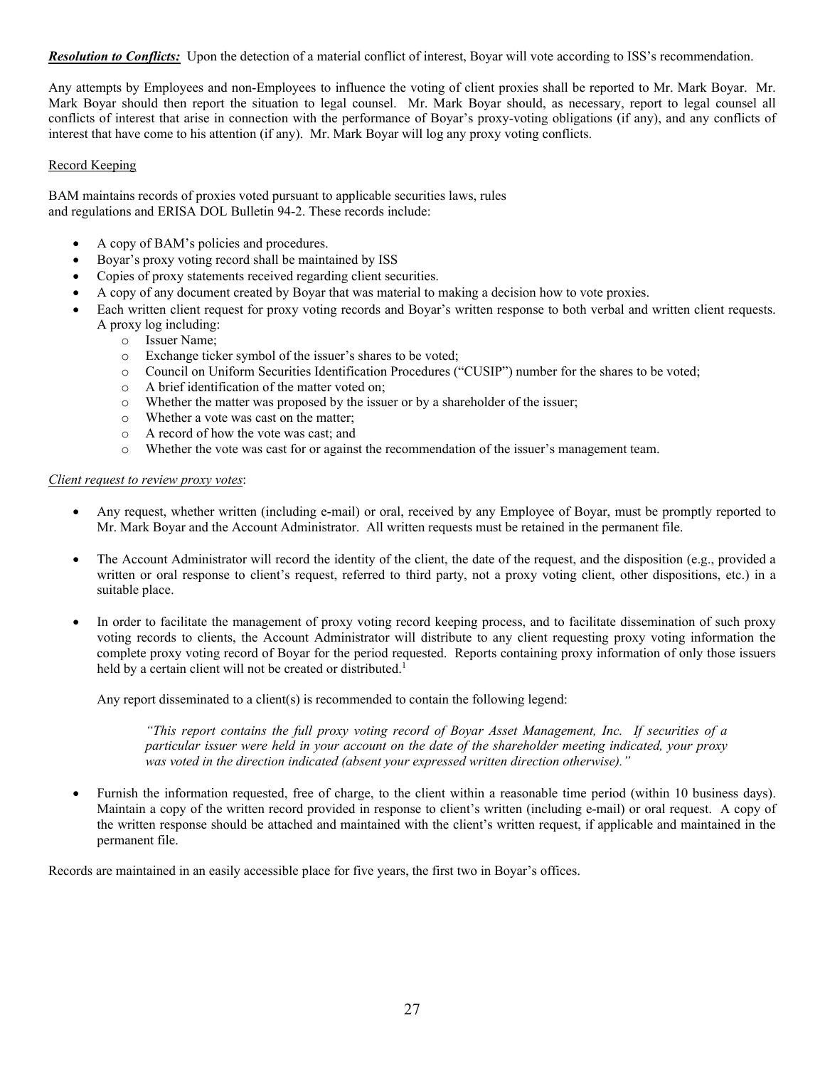***Resolution to Conflicts:*** Upon the detection of a material conflict of interest, Boyar will vote according to ISS's recommendation.

Any attempts by Employees and non-Employees to influence the voting of client proxies shall be reported to Mr. Mark Boyar. Mr. Mark Boyar should then report the situation to legal counsel. Mr. Mark Boyar should, as necessary, report to legal counsel all conflicts of interest that arise in connection with the performance of Boyar's proxy-voting obligations (if any), and any conflicts of interest that have come to his attention (if any). Mr. Mark Boyar will log any proxy voting conflicts.

Record Keeping

BAM maintains records of proxies voted pursuant to applicable securities laws, rules and regulations and ERISA DOL Bulletin 94-2. These records include:

- A copy of BAM's policies and procedures.
- Boyar's proxy voting record shall be maintained by ISS
- Copies of proxy statements received regarding client securities.
- A copy of any document created by Boyar that was material to making a decision how to vote proxies.
- Each written client request for proxy voting records and Boyar's written response to both verbal and written client requests. A proxy log including:
    - Issuer Name;
    - Exchange ticker symbol of the issuer's shares to be voted;
    - Council on Uniform Securities Identification Procedures ("CUSIP") number for the shares to be voted;
    - A brief identification of the matter voted on;
    - Whether the matter was proposed by the issuer or by a shareholder of the issuer;
    - Whether a vote was cast on the matter;
    - A record of how the vote was cast; and
    - Whether the vote was cast for or against the recommendation of the issuer's management team.

*Client request to review proxy votes*:

- Any request, whether written (including e-mail) or oral, received by any Employee of Boyar, must be promptly reported to Mr. Mark Boyar and the Account Administrator. All written requests must be retained in the permanent file.

- The Account Administrator will record the identity of the client, the date of the request, and the disposition (e.g., provided a written or oral response to client's request, referred to third party, not a proxy voting client, other dispositions, etc.) in a suitable place.

- In order to facilitate the management of proxy voting record keeping process, and to facilitate dissemination of such proxy voting records to clients, the Account Administrator will distribute to any client requesting proxy voting information the complete proxy voting record of Boyar for the period requested. Reports containing proxy information of only those issuers held by a certain client will not be created or distributed.[1]

  Any report disseminated to a client(s) is recommended to contain the following legend:

  > *"This report contains the full proxy voting record of Boyar Asset Management, Inc. If securities of a particular issuer were held in your account on the date of the shareholder meeting indicated, your proxy was voted in the direction indicated (absent your expressed written direction otherwise)."*

- Furnish the information requested, free of charge, to the client within a reasonable time period (within 10 business days). Maintain a copy of the written record provided in response to client's written (including e-mail) or oral request. A copy of the written response should be attached and maintained with the client's written request, if applicable and maintained in the permanent file.

Records are maintained in an easily accessible place for five years, the first two in Boyar's offices.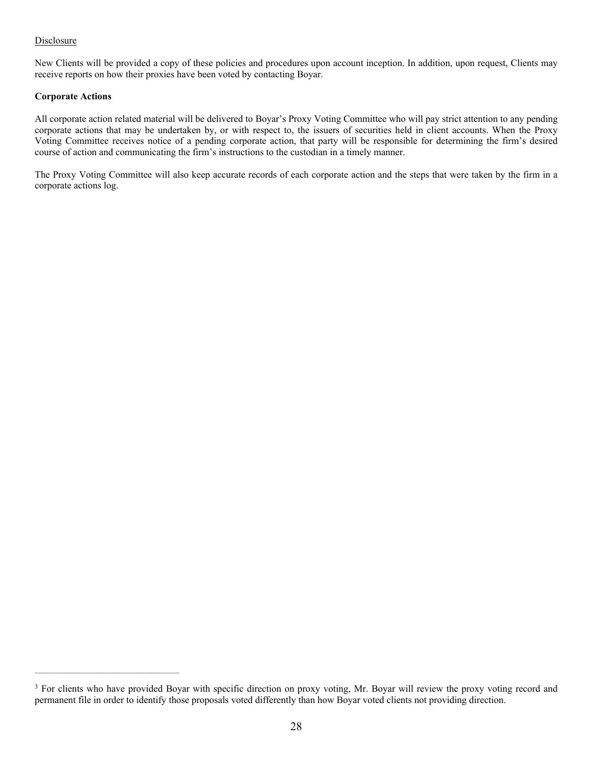Disclosure

New Clients will be provided a copy of these policies and procedures upon account inception. In addition, upon request, Clients may receive reports on how their proxies have been voted by contacting Boyar.

**Corporate Actions**

All corporate action related material will be delivered to Boyar's Proxy Voting Committee who will pay strict attention to any pending corporate actions that may be undertaken by, or with respect to, the issuers of securities held in client accounts. When the Proxy Voting Committee receives notice of a pending corporate action, that party will be responsible for determining the firm's desired course of action and communicating the firm's instructions to the custodian in a timely manner.

The Proxy Voting Committee will also keep accurate records of each corporate action and the steps that were taken by the firm in a corporate actions log.

---

[3] For clients who have provided Boyar with specific direction on proxy voting, Mr. Boyar will review the proxy voting record and permanent file in order to identify those proposals voted differently than how Boyar voted clients not providing direction.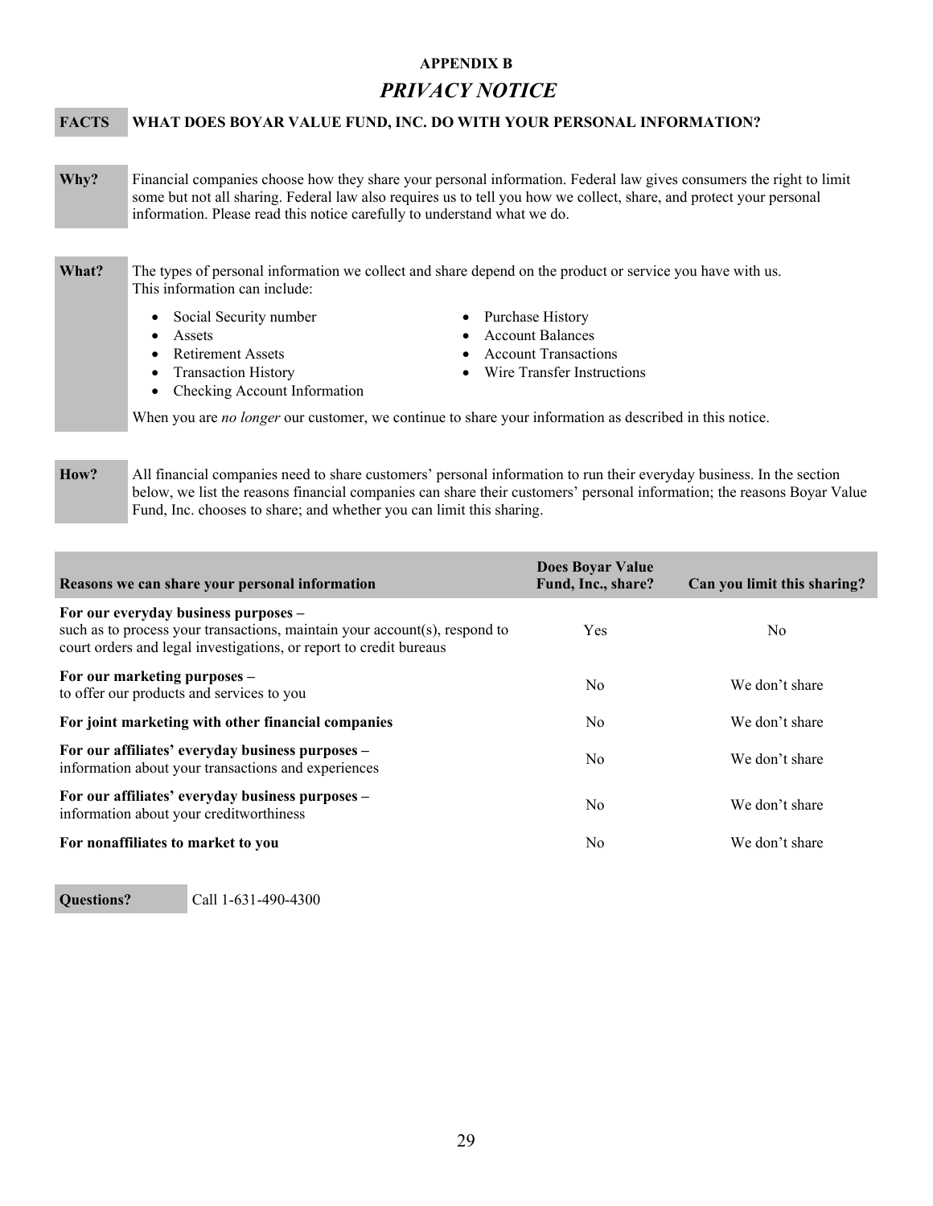**APPENDIX B**

# *PRIVACY NOTICE*

| **FACTS** | **WHAT DOES BOYAR VALUE FUND, INC. DO WITH YOUR PERSONAL INFORMATION?** |
|---|---|
| **Why?** | Financial companies choose how they share your personal information. Federal law gives consumers the right to limit some but not all sharing. Federal law also requires us to tell you how we collect, share, and protect your personal information. Please read this notice carefully to understand what we do. |
| **What?** | The types of personal information we collect and share depend on the product or service you have with us. This information can include:<br>• Social Security number<br>• Assets<br>• Retirement Assets<br>• Transaction History<br>• Checking Account Information<br>• Purchase History<br>• Account Balances<br>• Account Transactions<br>• Wire Transfer Instructions<br><br>When you are *no longer* our customer, we continue to share your information as described in this notice. |
| **How?** | All financial companies need to share customers' personal information to run their everyday business. In the section below, we list the reasons financial companies can share their customers' personal information; the reasons Boyar Value Fund, Inc. chooses to share; and whether you can limit this sharing. |

| Reasons we can share your personal information | Does Boyar Value Fund, Inc., share? | Can you limit this sharing? |
|---|---|---|
| **For our everyday business purposes –** such as to process your transactions, maintain your account(s), respond to court orders and legal investigations, or report to credit bureaus | Yes | No |
| **For our marketing purposes –** to offer our products and services to you | No | We don't share |
| **For joint marketing with other financial companies** | No | We don't share |
| **For our affiliates' everyday business purposes –** information about your transactions and experiences | No | We don't share |
| **For our affiliates' everyday business purposes –** information about your creditworthiness | No | We don't share |
| **For nonaffiliates to market to you** | No | We don't share |

| **Questions?** | Call 1-631-490-4300 |
|---|---|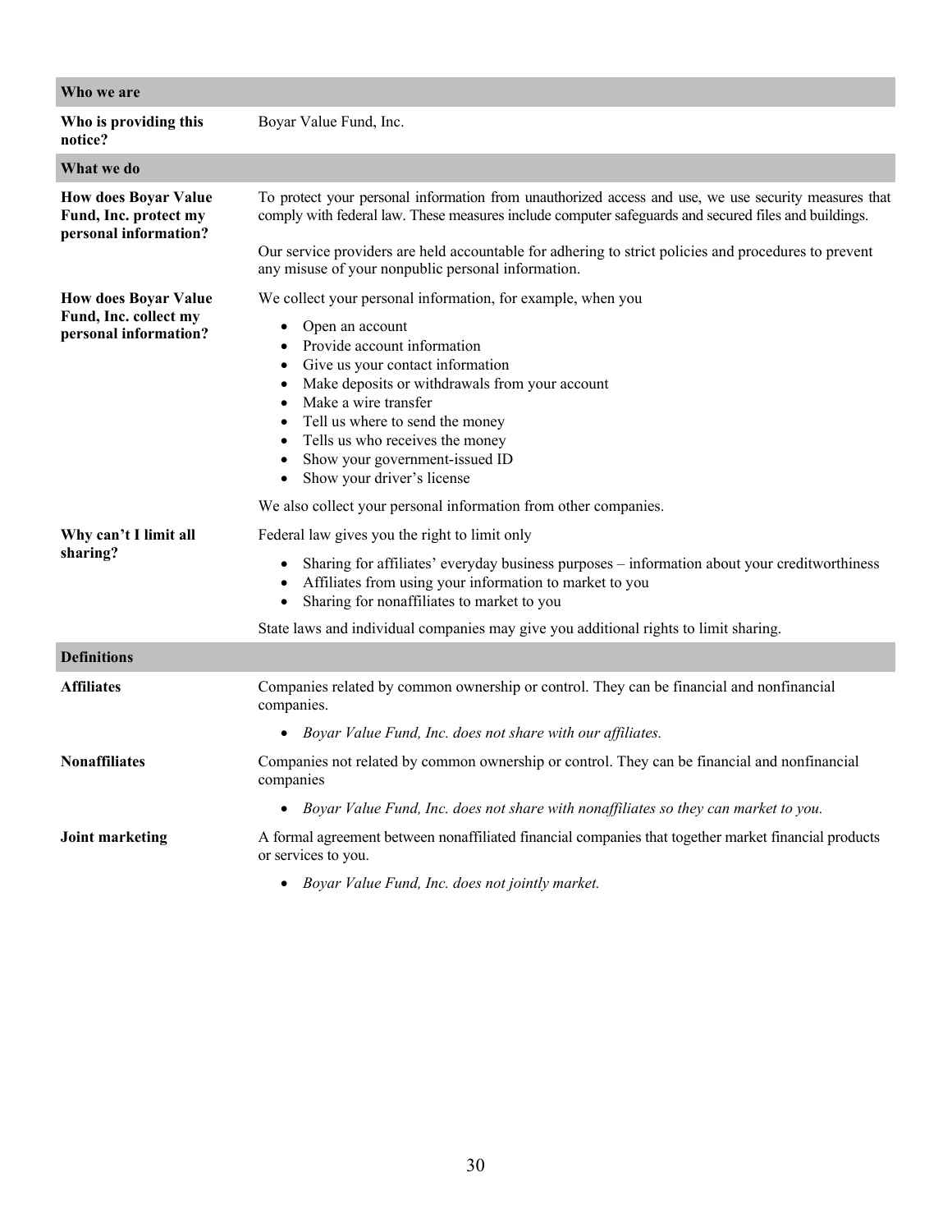| | |
|---|---|
| **Who we are** | |
| **Who is providing this notice?** | Boyar Value Fund, Inc. |
| **What we do** | |
| **How does Boyar Value Fund, Inc. protect my personal information?** | To protect your personal information from unauthorized access and use, we use security measures that comply with federal law. These measures include computer safeguards and secured files and buildings.<br><br>Our service providers are held accountable for adhering to strict policies and procedures to prevent any misuse of your nonpublic personal information. |
| **How does Boyar Value Fund, Inc. collect my personal information?** | We collect your personal information, for example, when you<br>• Open an account<br>• Provide account information<br>• Give us your contact information<br>• Make deposits or withdrawals from your account<br>• Make a wire transfer<br>• Tell us where to send the money<br>• Tells us who receives the money<br>• Show your government-issued ID<br>• Show your driver's license<br><br>We also collect your personal information from other companies. |
| **Why can't I limit all sharing?** | Federal law gives you the right to limit only<br>• Sharing for affiliates' everyday business purposes – information about your creditworthiness<br>• Affiliates from using your information to market to you<br>• Sharing for nonaffiliates to market to you<br><br>State laws and individual companies may give you additional rights to limit sharing. |
| **Definitions** | |
| **Affiliates** | Companies related by common ownership or control. They can be financial and nonfinancial companies.<br>• *Boyar Value Fund, Inc. does not share with our affiliates.* |
| **Nonaffiliates** | Companies not related by common ownership or control. They can be financial and nonfinancial companies<br>• *Boyar Value Fund, Inc. does not share with nonaffiliates so they can market to you.* |
| **Joint marketing** | A formal agreement between nonaffiliated financial companies that together market financial products or services to you.<br>• *Boyar Value Fund, Inc. does not jointly market.* |